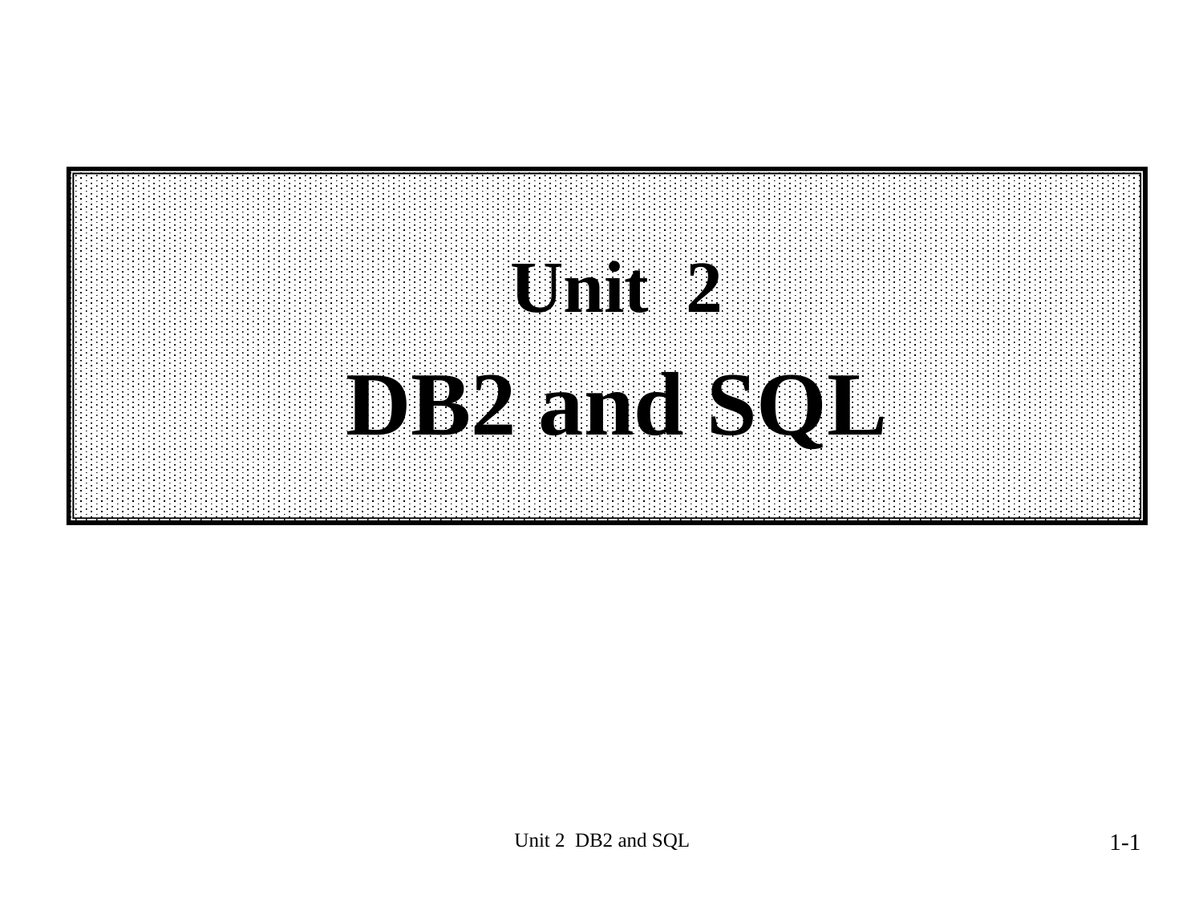# Unit 2
# DB2 and SQL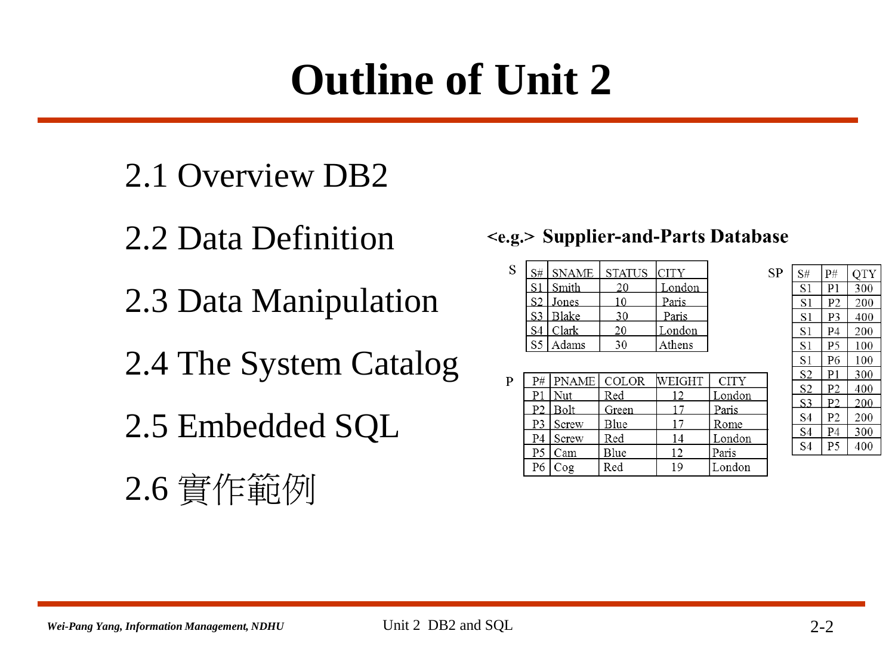# Outline of Unit 2

- 2.1 Overview DB2
- 2.2 Data Definition
- 2.3 Data Manipulation
- 2.4 The System Catalog
- 2.5 Embedded SQL
- 2.6 實作範例

**<e.g.> Supplier-and-Parts Database**

S

| S# | SNAME | STATUS | CITY |
|---|---|---|---|
| S1 | Smith | 20 | London |
| S2 | Jones | 10 | Paris |
| S3 | Blake | 30 | Paris |
| S4 | Clark | 20 | London |
| S5 | Adams | 30 | Athens |

P

| P# | PNAME | COLOR | WEIGHT | CITY |
|---|---|---|---|---|
| P1 | Nut | Red | 12 | London |
| P2 | Bolt | Green | 17 | Paris |
| P3 | Screw | Blue | 17 | Rome |
| P4 | Screw | Red | 14 | London |
| P5 | Cam | Blue | 12 | Paris |
| P6 | Cog | Red | 19 | London |

SP

| S# | P# | QTY |
|---|---|---|
| S1 | P1 | 300 |
| S1 | P2 | 200 |
| S1 | P3 | 400 |
| S1 | P4 | 200 |
| S1 | P5 | 100 |
| S1 | P6 | 100 |
| S2 | P1 | 300 |
| S2 | P2 | 400 |
| S3 | P2 | 200 |
| S4 | P2 | 200 |
| S4 | P4 | 300 |
| S4 | P5 | 400 |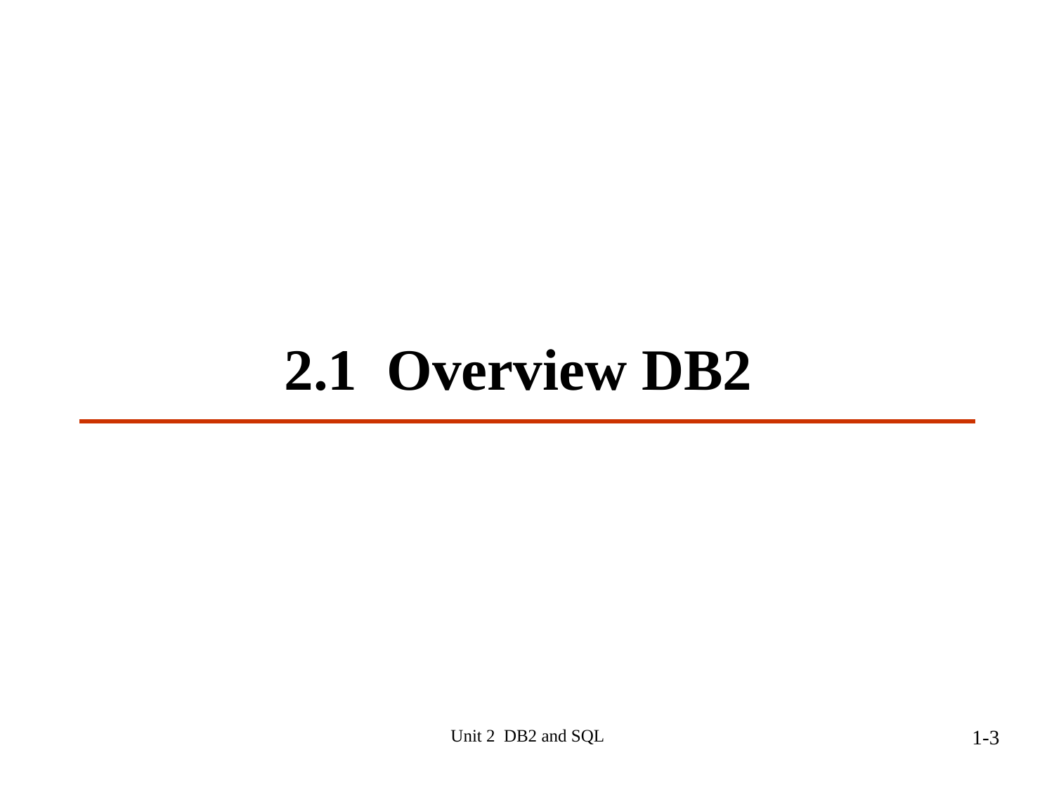# 2.1 Overview DB2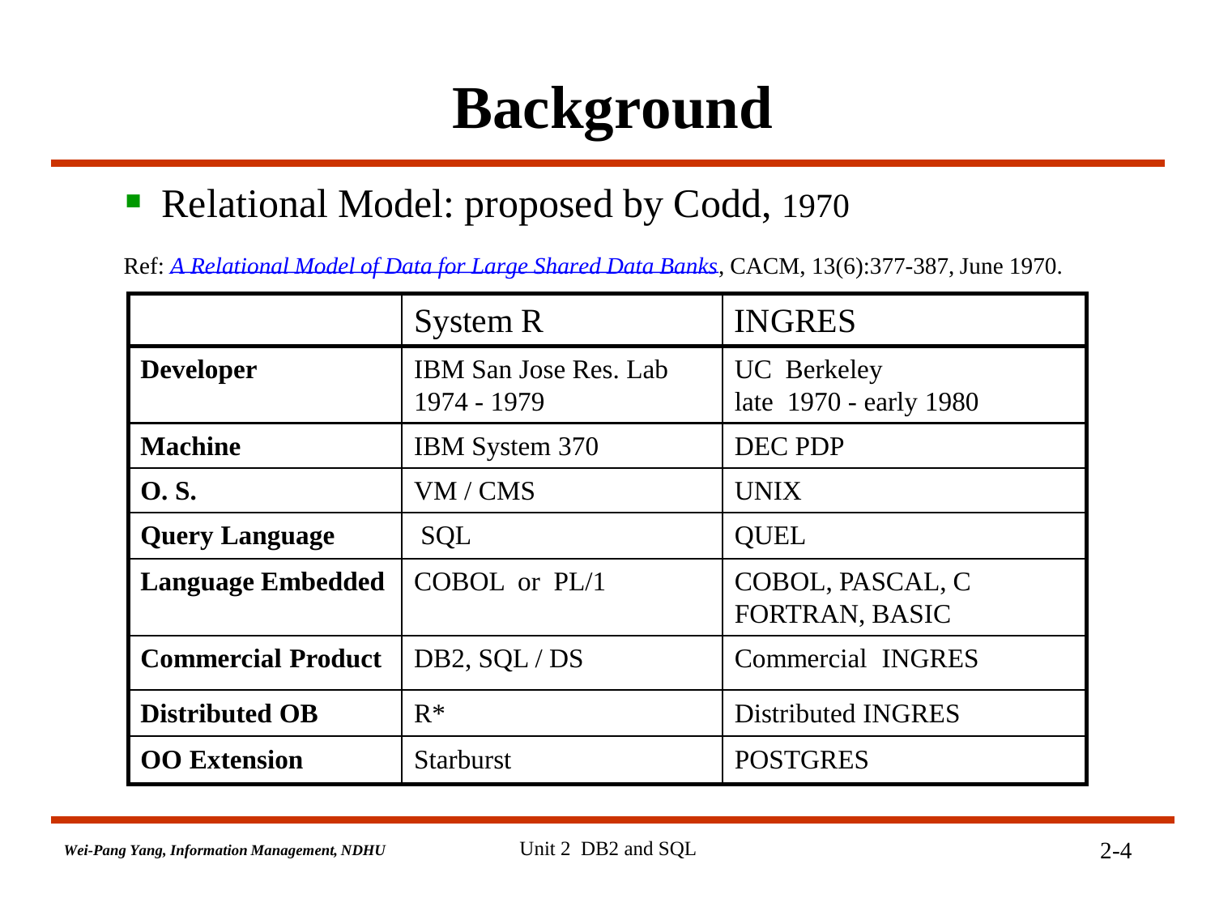# Background

- Relational Model: proposed by Codd, 1970

Ref: *A Relational Model of Data for Large Shared Data Banks*, CACM, 13(6):377-387, June 1970.

| | System R | INGRES |
|---|---|---|
| **Developer** | IBM San Jose Res. Lab 1974 - 1979 | UC Berkeley late 1970 - early 1980 |
| **Machine** | IBM System 370 | DEC PDP |
| **O. S.** | VM / CMS | UNIX |
| **Query Language** | SQL | QUEL |
| **Language Embedded** | COBOL or PL/1 | COBOL, PASCAL, C FORTRAN, BASIC |
| **Commercial Product** | DB2, SQL / DS | Commercial INGRES |
| **Distributed OB** | R* | Distributed INGRES |
| **OO Extension** | Starburst | POSTGRES |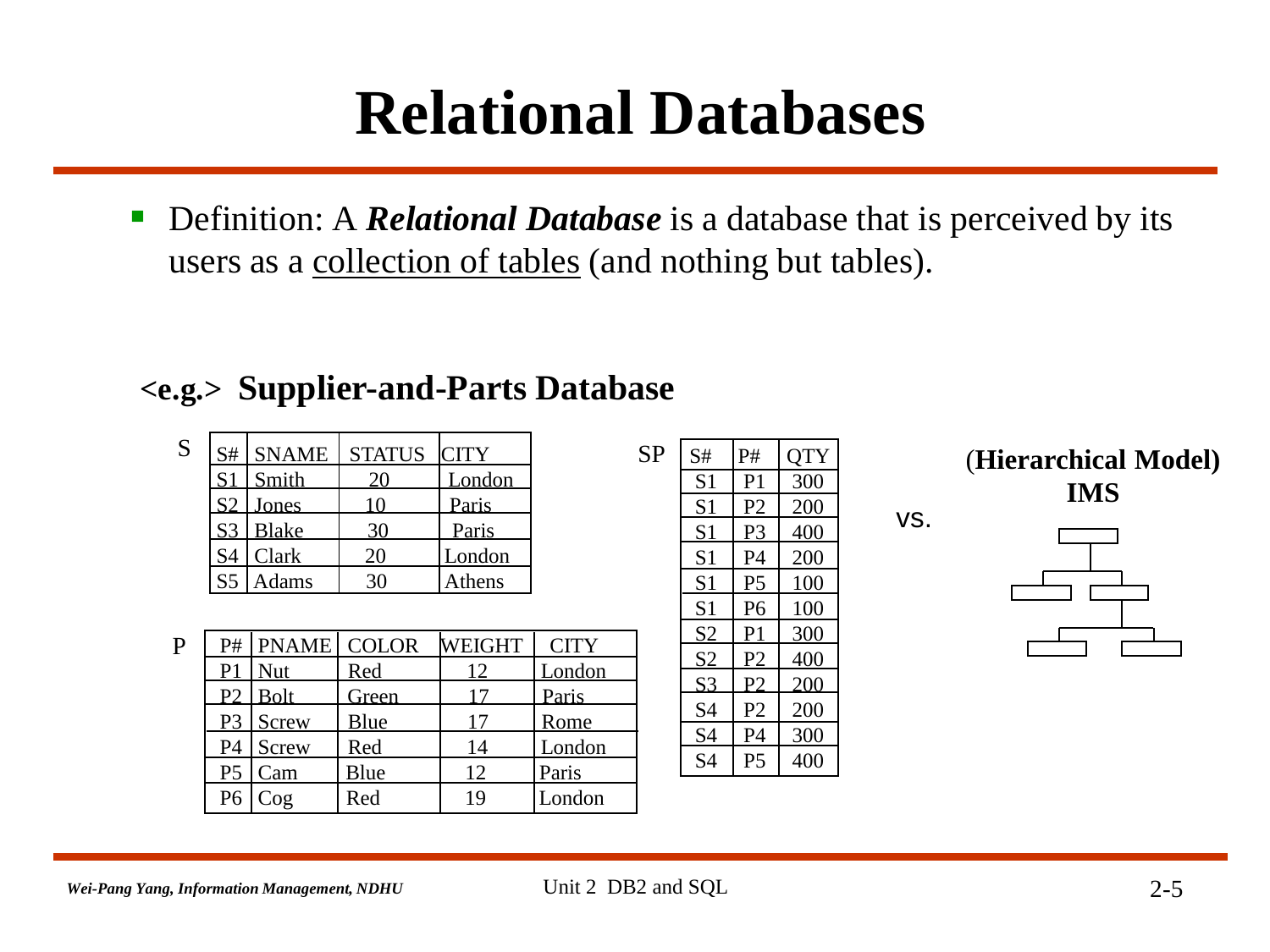# Relational Databases

- Definition: A ***Relational Database*** is a database that is perceived by its users as a collection of tables (and nothing but tables).

**<e.g.> Supplier-and-Parts Database**

S

| S# | SNAME | STATUS | CITY |
|---|---|---|---|
| S1 | Smith | 20 | London |
| S2 | Jones | 10 | Paris |
| S3 | Blake | 30 | Paris |
| S4 | Clark | 20 | London |
| S5 | Adams | 30 | Athens |

P

| P# | PNAME | COLOR | WEIGHT | CITY |
|---|---|---|---|---|
| P1 | Nut | Red | 12 | London |
| P2 | Bolt | Green | 17 | Paris |
| P3 | Screw | Blue | 17 | Rome |
| P4 | Screw | Red | 14 | London |
| P5 | Cam | Blue | 12 | Paris |
| P6 | Cog | Red | 19 | London |

SP

| S# | P# | QTY |
|---|---|---|
| S1 | P1 | 300 |
| S1 | P2 | 200 |
| S1 | P3 | 400 |
| S1 | P4 | 200 |
| S1 | P5 | 100 |
| S1 | P6 | 100 |
| S2 | P1 | 300 |
| S2 | P2 | 400 |
| S3 | P2 | 200 |
| S4 | P2 | 200 |
| S4 | P4 | 300 |
| S4 | P5 | 400 |

vs.

**(Hierarchical Model)**
**IMS**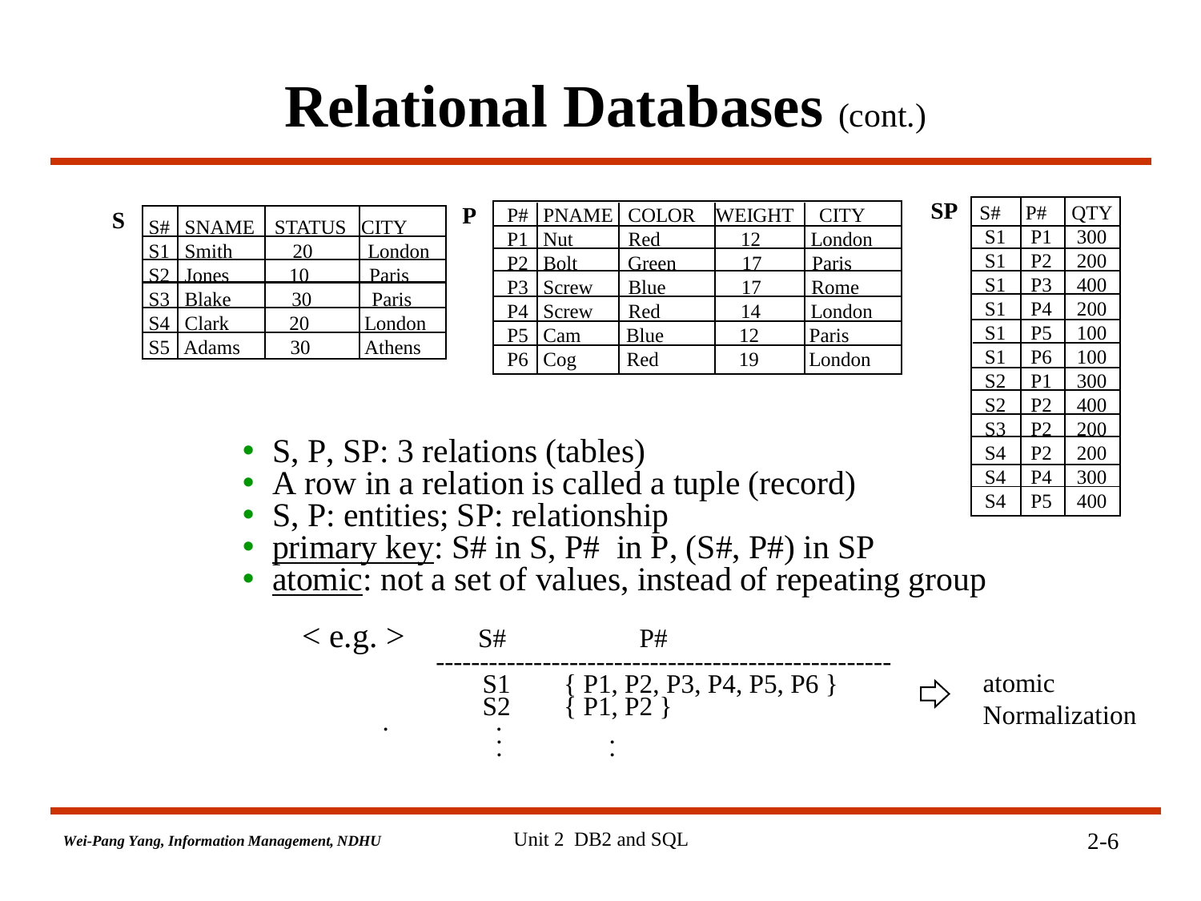# Relational Databases (cont.)

**S**

| S# | SNAME | STATUS | CITY |
|---|---|---|---|
| S1 | Smith | 20 | London |
| S2 | Jones | 10 | Paris |
| S3 | Blake | 30 | Paris |
| S4 | Clark | 20 | London |
| S5 | Adams | 30 | Athens |

**P**

| P# | PNAME | COLOR | WEIGHT | CITY |
|---|---|---|---|---|
| P1 | Nut | Red | 12 | London |
| P2 | Bolt | Green | 17 | Paris |
| P3 | Screw | Blue | 17 | Rome |
| P4 | Screw | Red | 14 | London |
| P5 | Cam | Blue | 12 | Paris |
| P6 | Cog | Red | 19 | London |

**SP**

| S# | P# | QTY |
|---|---|---|
| S1 | P1 | 300 |
| S1 | P2 | 200 |
| S1 | P3 | 400 |
| S1 | P4 | 200 |
| S1 | P5 | 100 |
| S1 | P6 | 100 |
| S2 | P1 | 300 |
| S2 | P2 | 400 |
| S3 | P2 | 200 |
| S4 | P2 | 200 |
| S4 | P4 | 300 |
| S4 | P5 | 400 |

- S, P, SP: 3 relations (tables)
- A row in a relation is called a tuple (record)
- S, P: entities; SP: relationship
- primary key: S# in S, P# in P, (S#, P#) in SP
- atomic: not a set of values, instead of repeating group

< e.g. >

```
S#          P#
------------------------------------------------
S1     { P1, P2, P3, P4, P5, P6 }
S2     { P1, P2 }
 :           :
```

⇨ atomic Normalization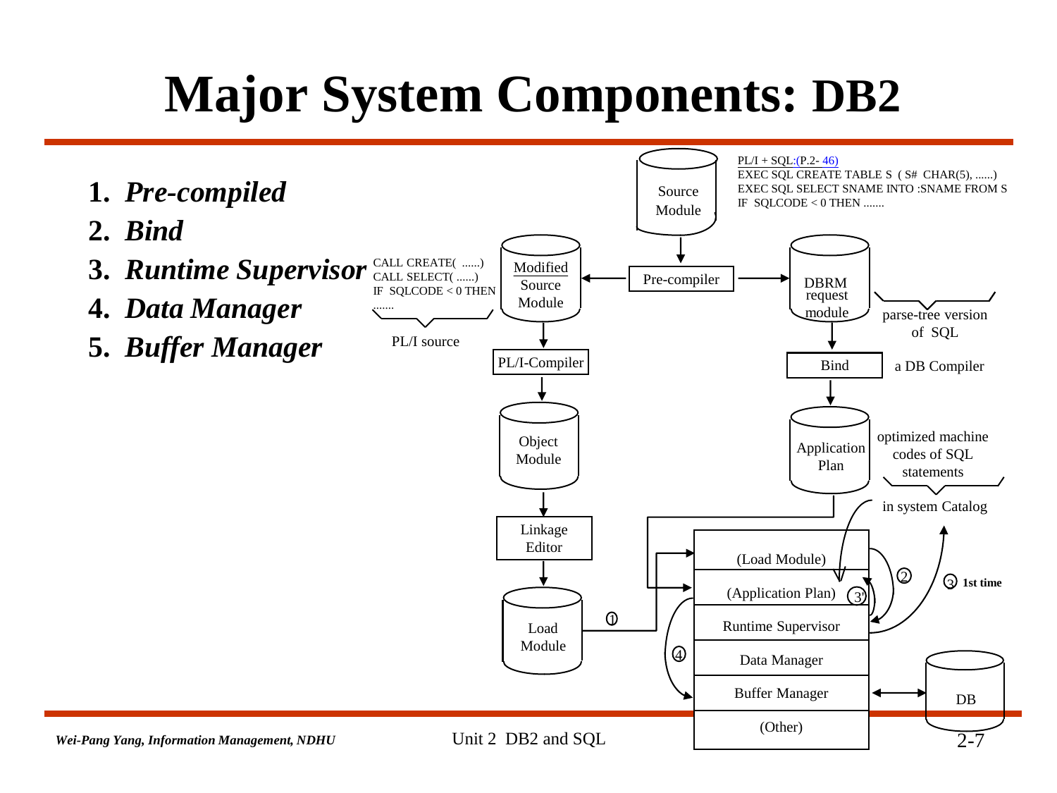# Major System Components: DB2

1. ***Pre-compiled***
2. ***Bind***
3. ***Runtime Supervisor***
4. ***Data Manager***
5. ***Buffer Manager***

PL/I + SQL:(P.2- 46)
EXEC SQL CREATE TABLE S ( S# CHAR(5), ......)
EXEC SQL SELECT SNAME INTO :SNAME FROM S
IF SQLCODE < 0 THEN .......

Source Module

Pre-compiler

Modified Source Module

CALL CREATE( ......)
CALL SELECT( ......)
IF SQLCODE < 0 THEN
.......

PL/I source

DBRM request module

parse-tree version of SQL

PL/I-Compiler

Object Module

Linkage Editor

Load Module

Bind

a DB Compiler

Application Plan

optimized machine codes of SQL statements

in system Catalog

① ② ③ 1st time ③' ④

(Load Module)
(Application Plan)
Runtime Supervisor
Data Manager
Buffer Manager
(Other)

DB

Unit 2 DB2 and SQL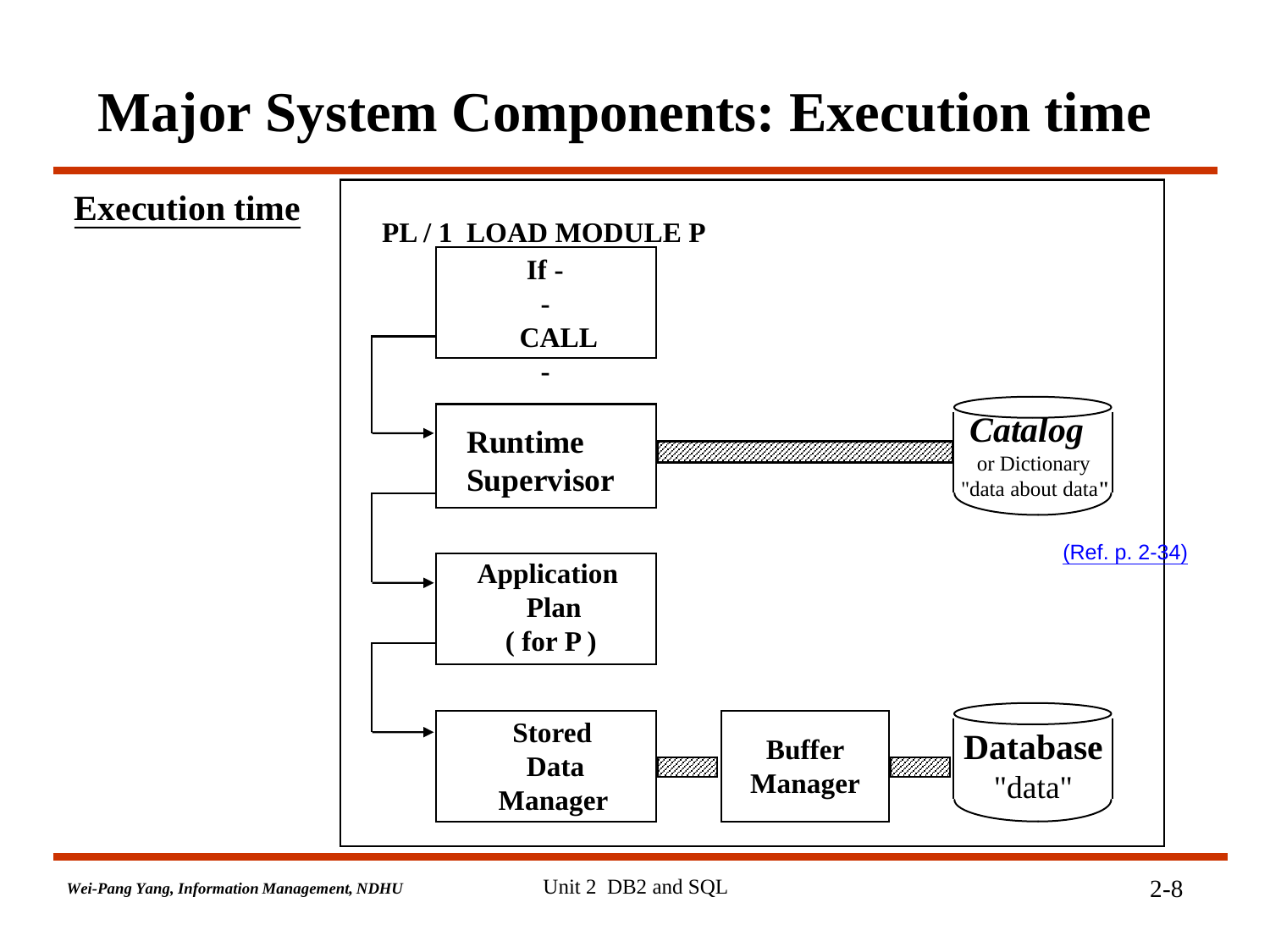# Major System Components: Execution time

**Execution time**

**PL / 1 LOAD MODULE P**

**If -**
**-**
**CALL**
**-**

**Runtime Supervisor**

***Catalog***
or Dictionary
"data about data"

(Ref. p. 2-34)

**Application Plan ( for P )**

**Stored Data Manager**

**Buffer Manager**

**Database**
"data"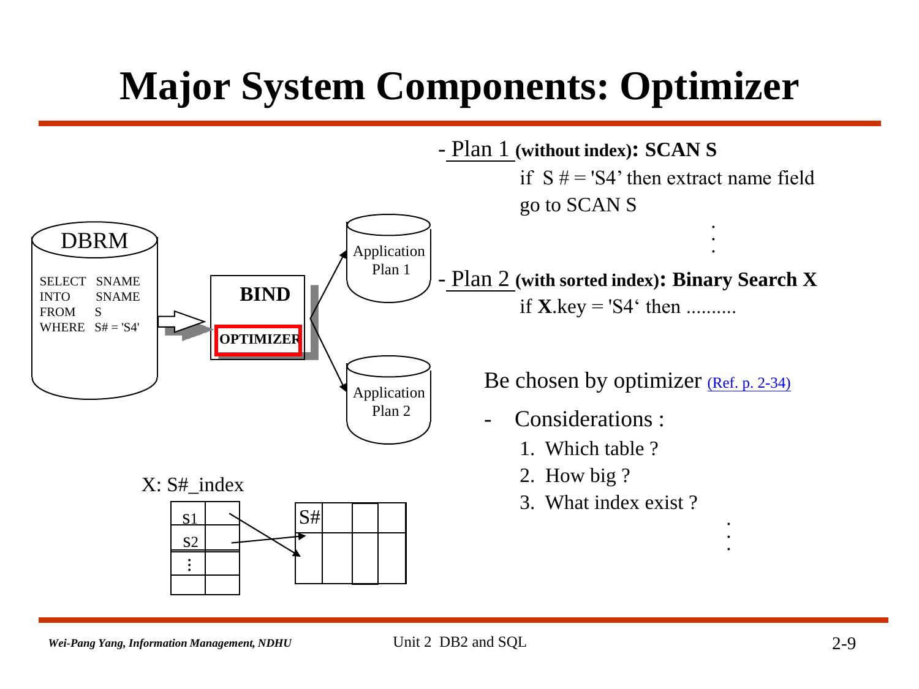# Major System Components: Optimizer

DBRM

```
SELECT   SNAME
INTO     SNAME
FROM     S
WHERE    S# = 'S4'
```

BIND

OPTIMIZER

Application Plan 1

Application Plan 2

X: S#_index

| S1 | |
|---|---|
| S2 | |
| ⋮ | |
| | |

| S# | | | |
|---|---|---|---|
| | | | |

- Plan 1 **(without index): SCAN S**

  if S # = 'S4' then extract name field

  go to SCAN S

  ⋮

- Plan 2 **(with sorted index): Binary Search X**

  if **X**.key = 'S4' then ..........

Be chosen by optimizer (Ref. p. 2-34)

- Considerations :
  1. Which table ?
  2. How big ?
  3. What index exist ?

  ⋮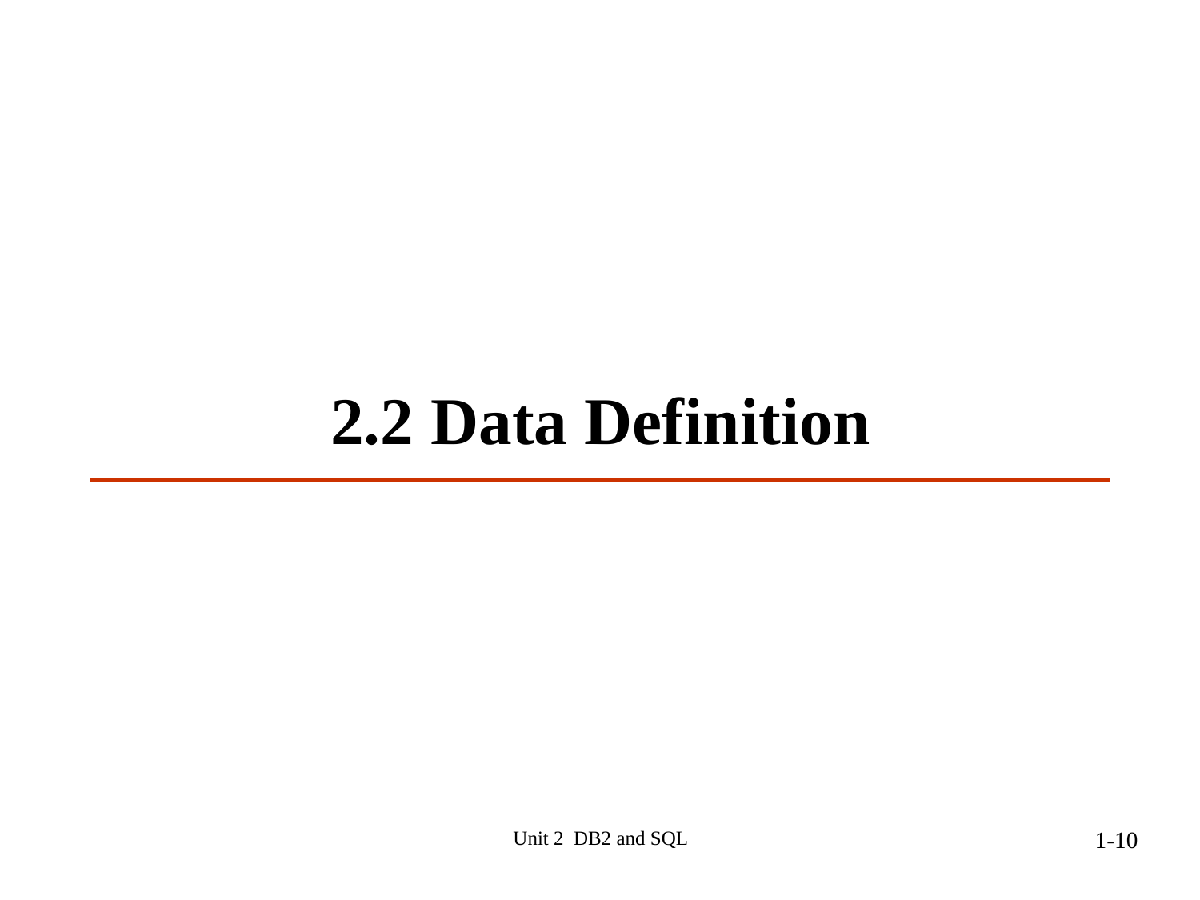# 2.2 Data Definition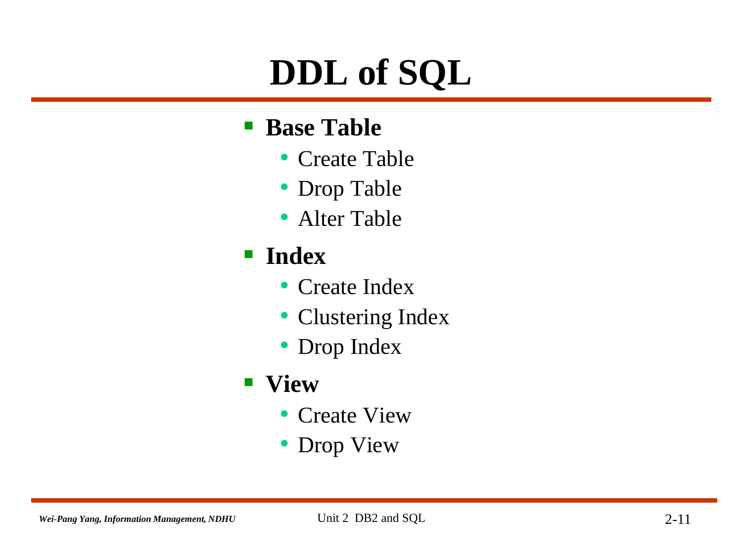# DDL of SQL

- **Base Table**
  - Create Table
  - Drop Table
  - Alter Table
- **Index**
  - Create Index
  - Clustering Index
  - Drop Index
- **View**
  - Create View
  - Drop View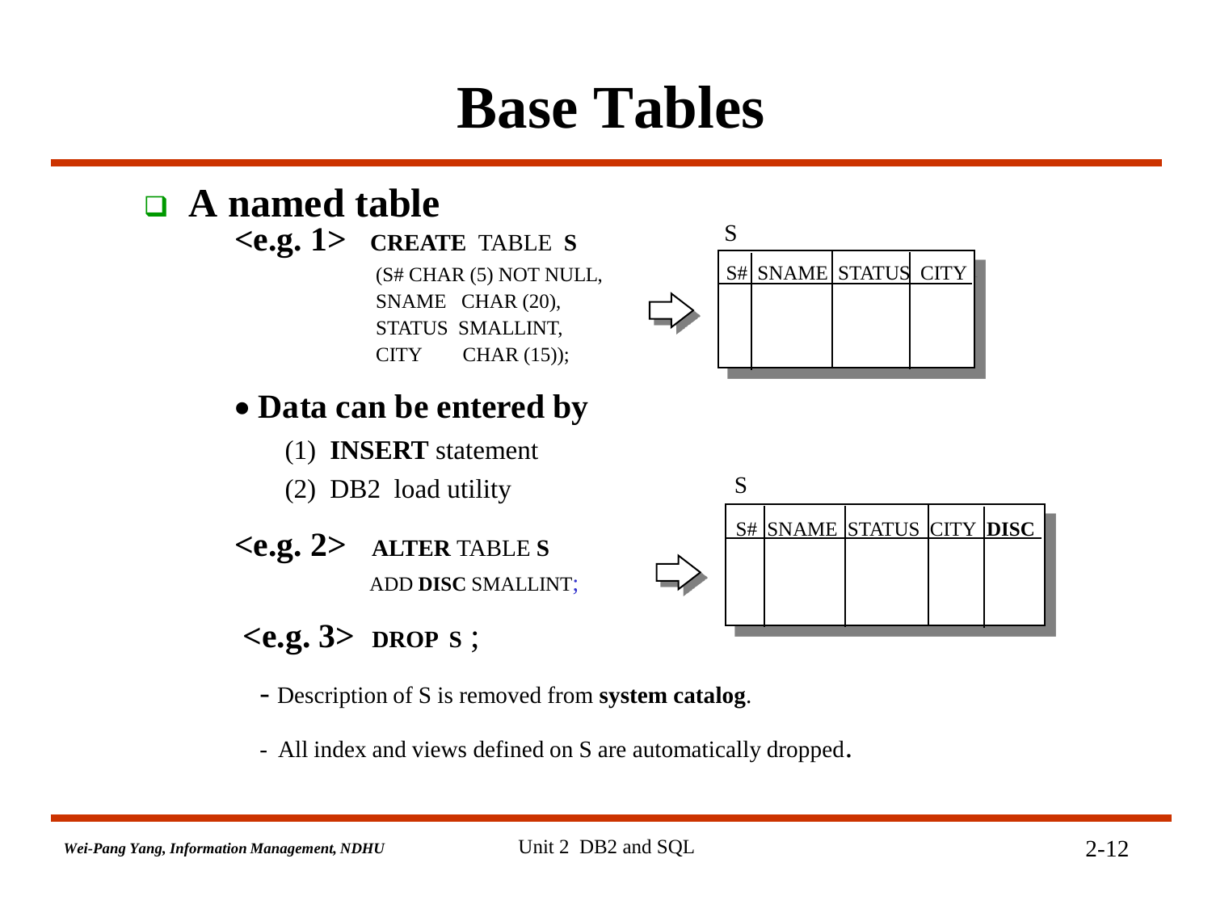# Base Tables

- **A named table**

**<e.g. 1>** **CREATE** TABLE **S**

```
(S# CHAR (5) NOT NULL,
SNAME   CHAR (20),
STATUS  SMALLINT,
CITY    CHAR (15));
```

⇨

S

| S# | SNAME | STATUS | CITY |
|---|---|---|---|
| | | | |

- **Data can be entered by**
  - (1) **INSERT** statement
  - (2) DB2 load utility

**<e.g. 2>** **ALTER** TABLE **S**

ADD **DISC** SMALLINT;

⇨

S

| S# | SNAME | STATUS | CITY | **DISC** |
|---|---|---|---|---|
| | | | | |

**<e.g. 3>** **DROP S** ;

- Description of S is removed from **system catalog**.
- All index and views defined on S are automatically dropped.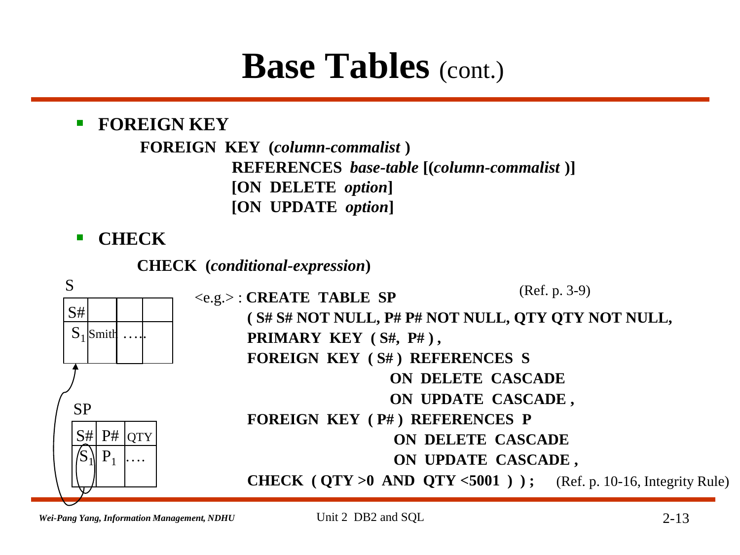# Base Tables (cont.)

- **FOREIGN KEY**

  **FOREIGN KEY (*column-commalist* )**
  **REFERENCES *base-table* [(*column-commalist* )]**
  **[ON DELETE *option*]**
  **[ON UPDATE *option*]**

- **CHECK**

  **CHECK (*conditional-expression*)**

S

| S# | | | |
|---|---|---|---|
| $S_1$ | Smith | ….. | |

SP

| S# | P# | QTY |
|---|---|---|
| $S_1$ | $P_1$ | …. |

<e.g.> : (Ref. p. 3-9)

```
CREATE TABLE SP
  ( S# S# NOT NULL, P# P# NOT NULL, QTY QTY NOT NULL,
    PRIMARY KEY ( S#, P# ) ,
    FOREIGN KEY ( S# ) REFERENCES S
                       ON DELETE CASCADE
                       ON UPDATE CASCADE ,
    FOREIGN KEY ( P# ) REFERENCES P
                       ON DELETE CASCADE
                       ON UPDATE CASCADE ,
    CHECK ( QTY >0 AND QTY <5001 ) ) ;
```

(Ref. p. 10-16, Integrity Rule)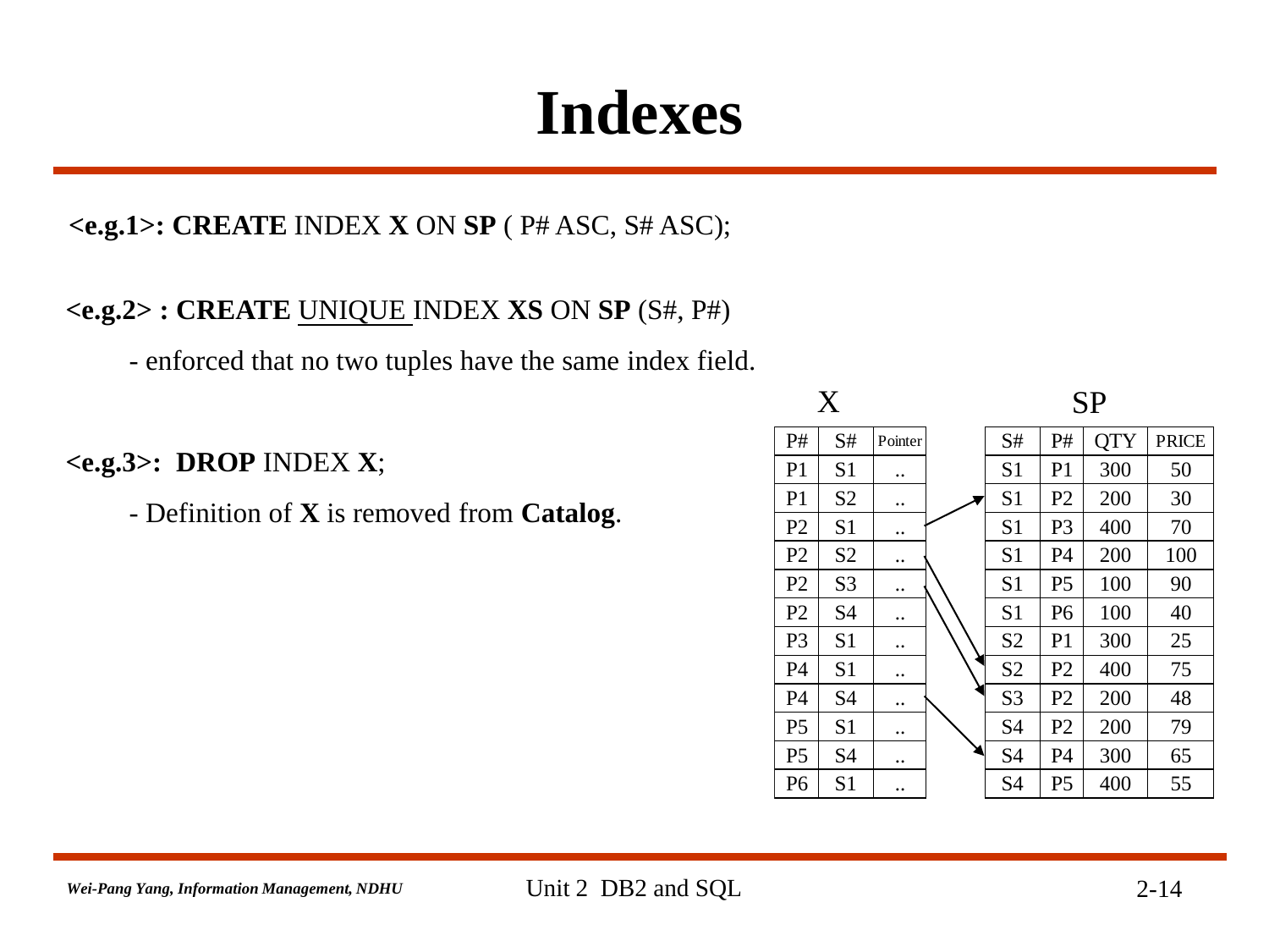# Indexes

**<e.g.1>: CREATE** INDEX **X** ON **SP** ( P# ASC, S# ASC);

**<e.g.2> : CREATE** UNIQUE INDEX **XS** ON **SP** (S#, P#)

- enforced that no two tuples have the same index field.

**<e.g.3>: DROP** INDEX **X**;

- Definition of **X** is removed from **Catalog**.

X

| P# | S# | Pointer |
|---|---|---|
| P1 | S1 | .. |
| P1 | S2 | .. |
| P2 | S1 | .. |
| P2 | S2 | .. |
| P2 | S3 | .. |
| P2 | S4 | .. |
| P3 | S1 | .. |
| P4 | S1 | .. |
| P4 | S4 | .. |
| P5 | S1 | .. |
| P5 | S4 | .. |
| P6 | S1 | .. |

SP

| S# | P# | QTY | PRICE |
|---|---|---|---|
| S1 | P1 | 300 | 50 |
| S1 | P2 | 200 | 30 |
| S1 | P3 | 400 | 70 |
| S1 | P4 | 200 | 100 |
| S1 | P5 | 100 | 90 |
| S1 | P6 | 100 | 40 |
| S2 | P1 | 300 | 25 |
| S2 | P2 | 400 | 75 |
| S3 | P2 | 200 | 48 |
| S4 | P2 | 200 | 79 |
| S4 | P4 | 300 | 65 |
| S4 | P5 | 400 | 55 |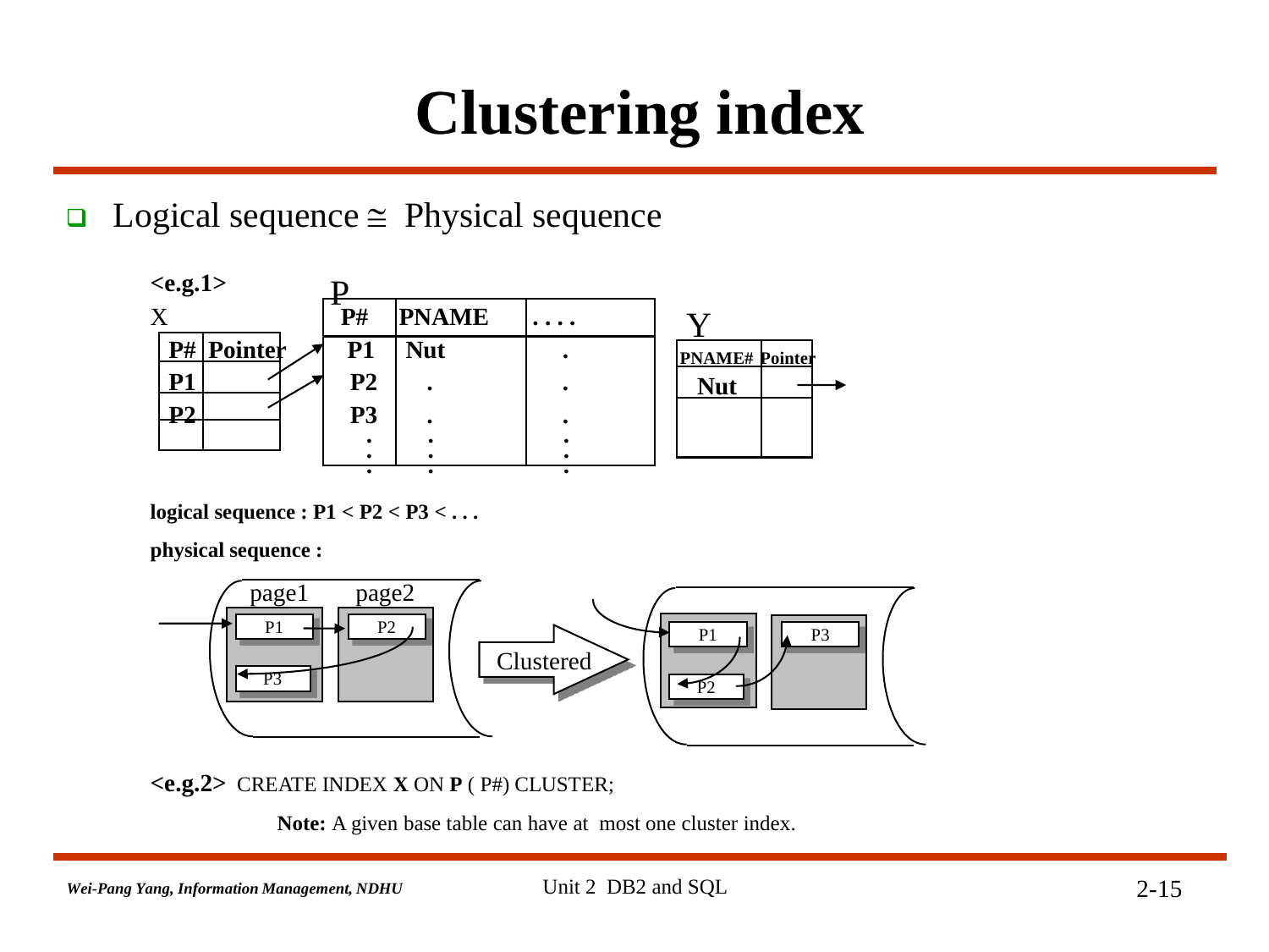# Clustering index

- Logical sequence ≅ Physical sequence

**<e.g.1>**

X

| P# | Pointer |
|---|---|
| P1 | |
| P2 | |
| | |

P

| P# | PNAME | . . . . |
|---|---|---|
| P1 | Nut | . |
| P2 | . | . |
| P3 | . | . |
| : | : | : |

Y

| PNAME# | Pointer |
|---|---|
| Nut | |
| | |

**logical sequence : P1 < P2 < P3 < . . .**

**physical sequence :**

page1 page2

P1 P2

P3

Clustered

P1 P3

P2

**<e.g.2>** CREATE INDEX **X** ON **P** ( P#) CLUSTER;

**Note:** A given base table can have at most one cluster index.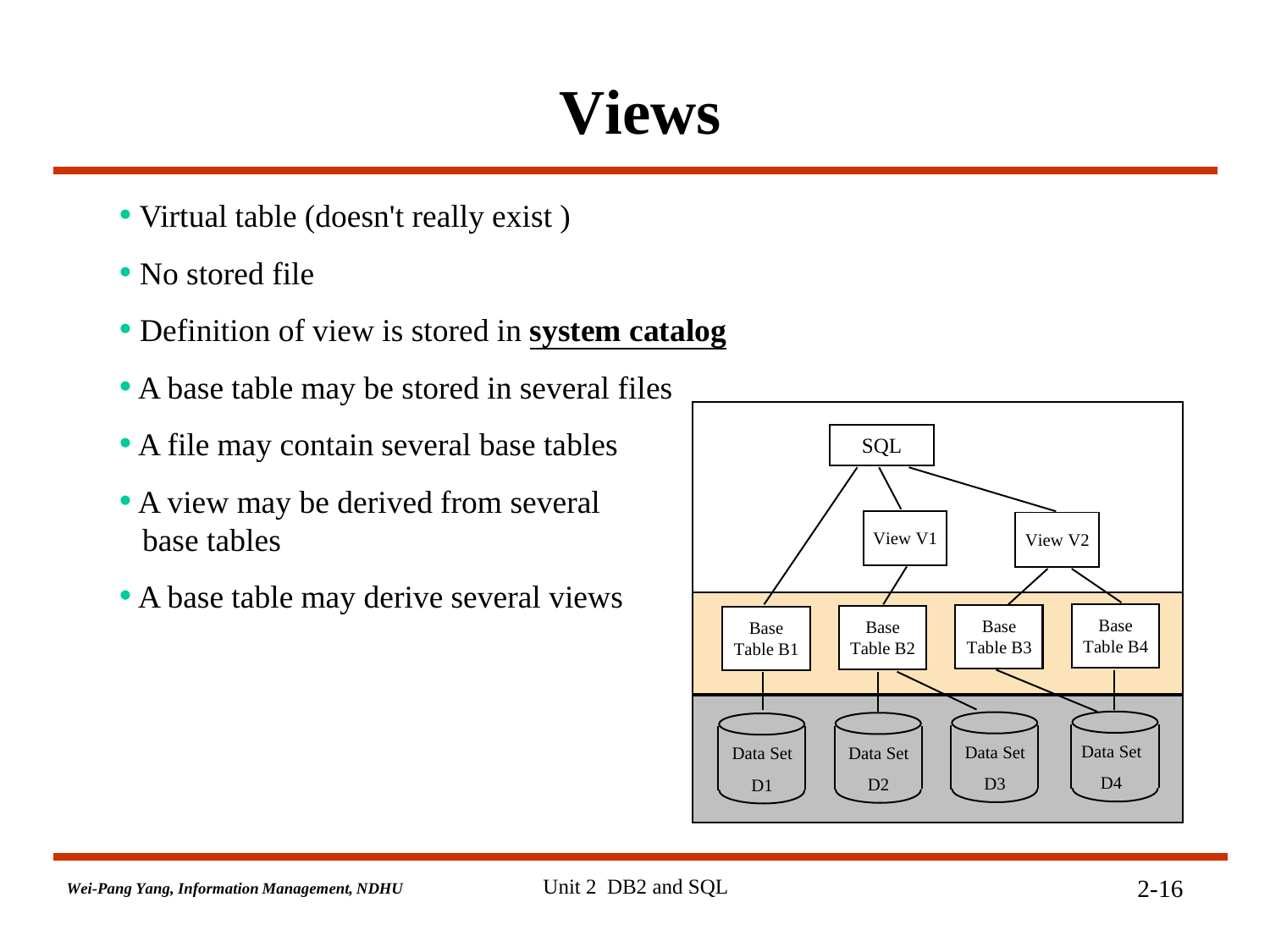# Views

- Virtual table (doesn't really exist )
- No stored file
- Definition of view is stored in **system catalog**
- A base table may be stored in several files
- A file may contain several base tables
- A view may be derived from several base tables
- A base table may derive several views

SQL

View V1 View V2

Base Table B1 Base Table B2 Base Table B3 Base Table B4

Data Set D1 Data Set D2 Data Set D3 Data Set D4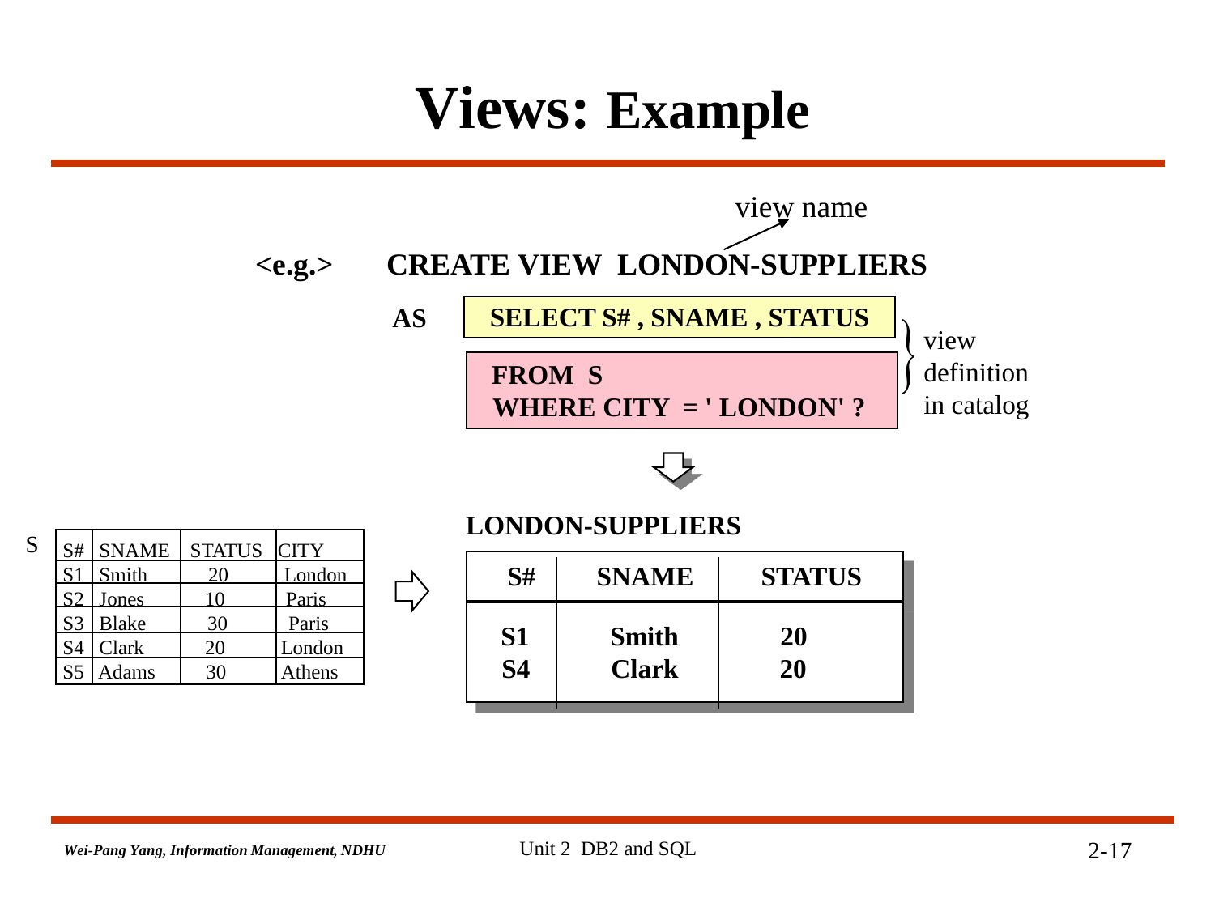# Views: Example

view name

<e.g.> **CREATE VIEW LONDON-SUPPLIERS**

```
AS  SELECT S# , SNAME , STATUS
    FROM S
    WHERE CITY = ' LONDON' ?
```

view definition in catalog

S

| S# | SNAME | STATUS | CITY |
|---|---|---|---|
| S1 | Smith | 20 | London |
| S2 | Jones | 10 | Paris |
| S3 | Blake | 30 | Paris |
| S4 | Clark | 20 | London |
| S5 | Adams | 30 | Athens |

**LONDON-SUPPLIERS**

| S# | SNAME | STATUS |
|---|---|---|
| S1 | Smith | 20 |
| S4 | Clark | 20 |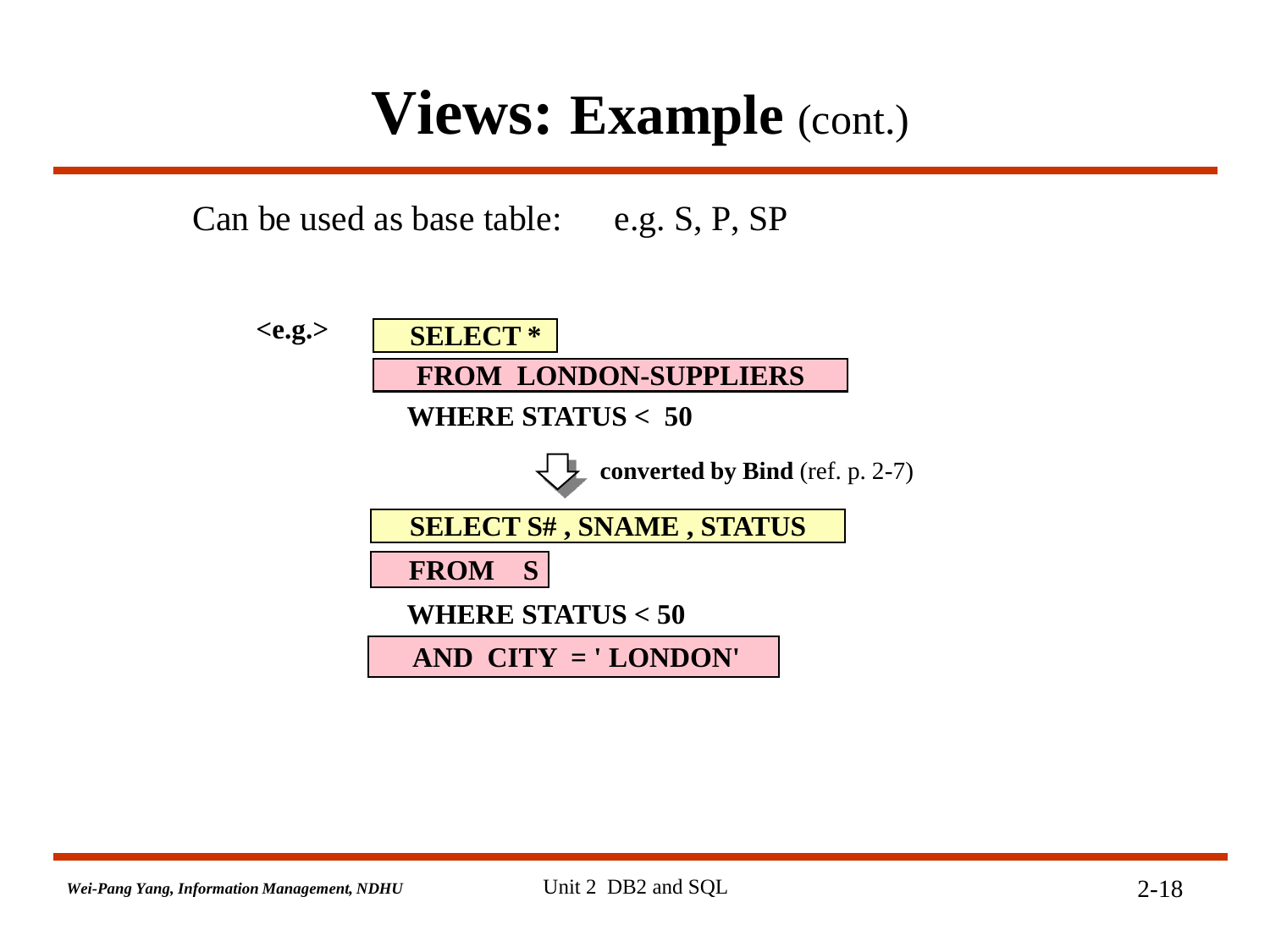# Views: Example (cont.)

Can be used as base table: e.g. S, P, SP

<e.g.>

```
SELECT *
FROM  LONDON-SUPPLIERS
WHERE STATUS <  50
```

⇩ **converted by Bind** (ref. p. 2-7)

```
SELECT S# , SNAME , STATUS
FROM    S
WHERE STATUS < 50
AND  CITY  = ' LONDON'
```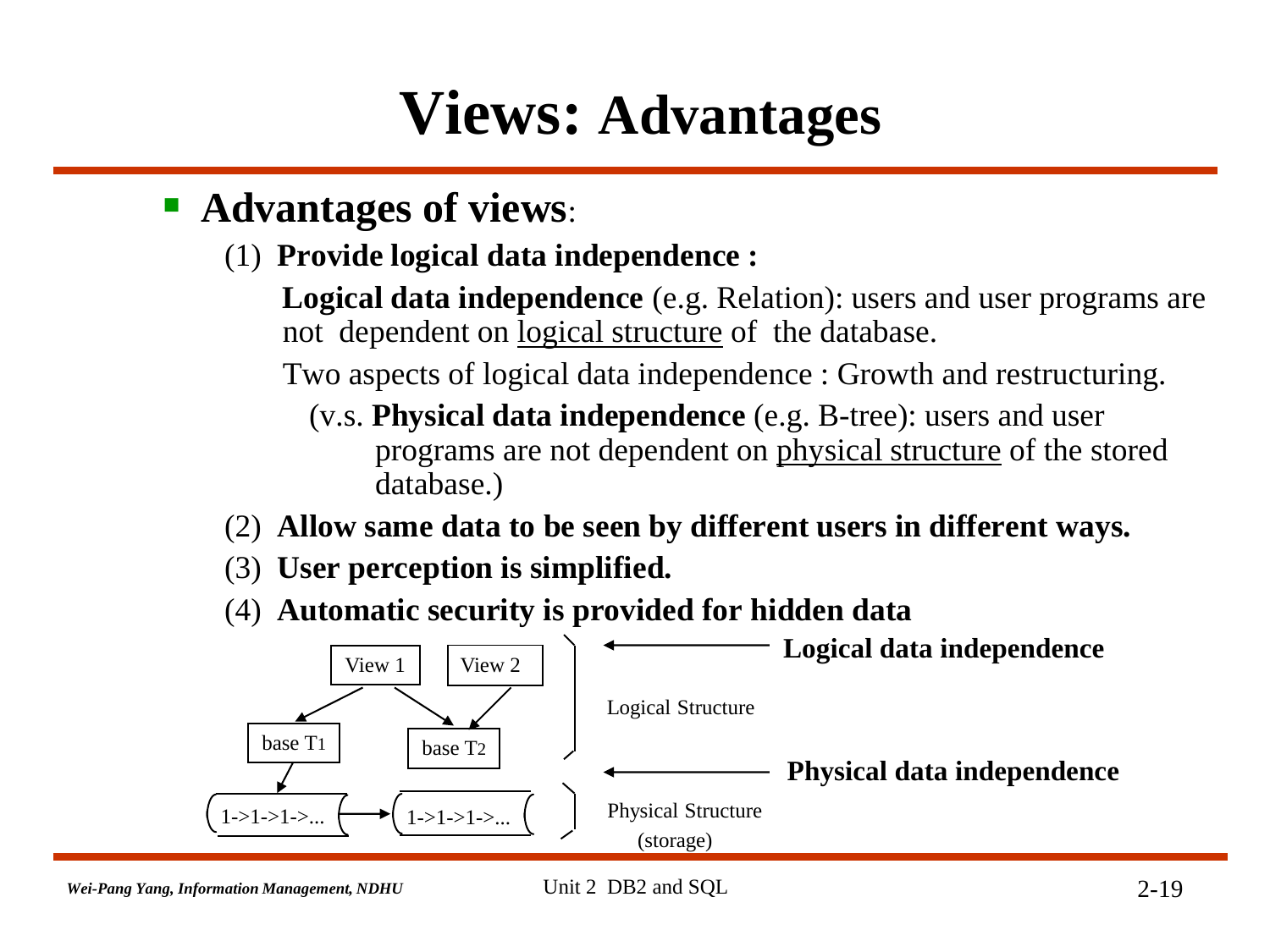# Views: Advantages

- **Advantages of views**:

  (1) **Provide logical data independence :**

  **Logical data independence** (e.g. Relation): users and user programs are not dependent on logical structure of the database.

  Two aspects of logical data independence : Growth and restructuring.

  (v.s. **Physical data independence** (e.g. B-tree): users and user programs are not dependent on physical structure of the stored database.)

  (2) **Allow same data to be seen by different users in different ways.**

  (3) **User perception is simplified.**

  (4) **Automatic security is provided for hidden data**

View 1, View 2

base T1, base T2

1->1->1->... 1->1->1->...

Logical Structure — **Logical data independence**

Physical Structure (storage) — **Physical data independence**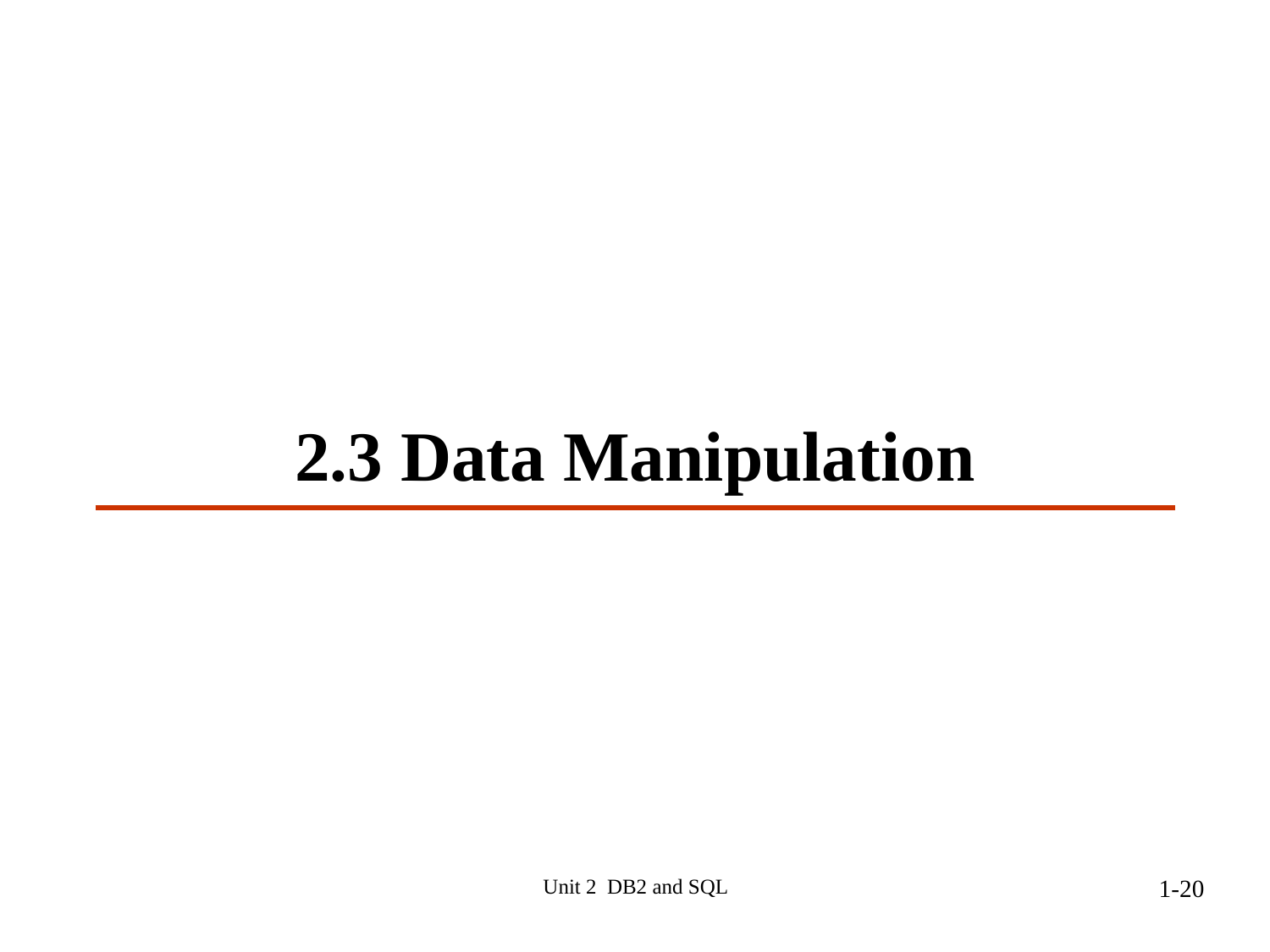# 2.3 Data Manipulation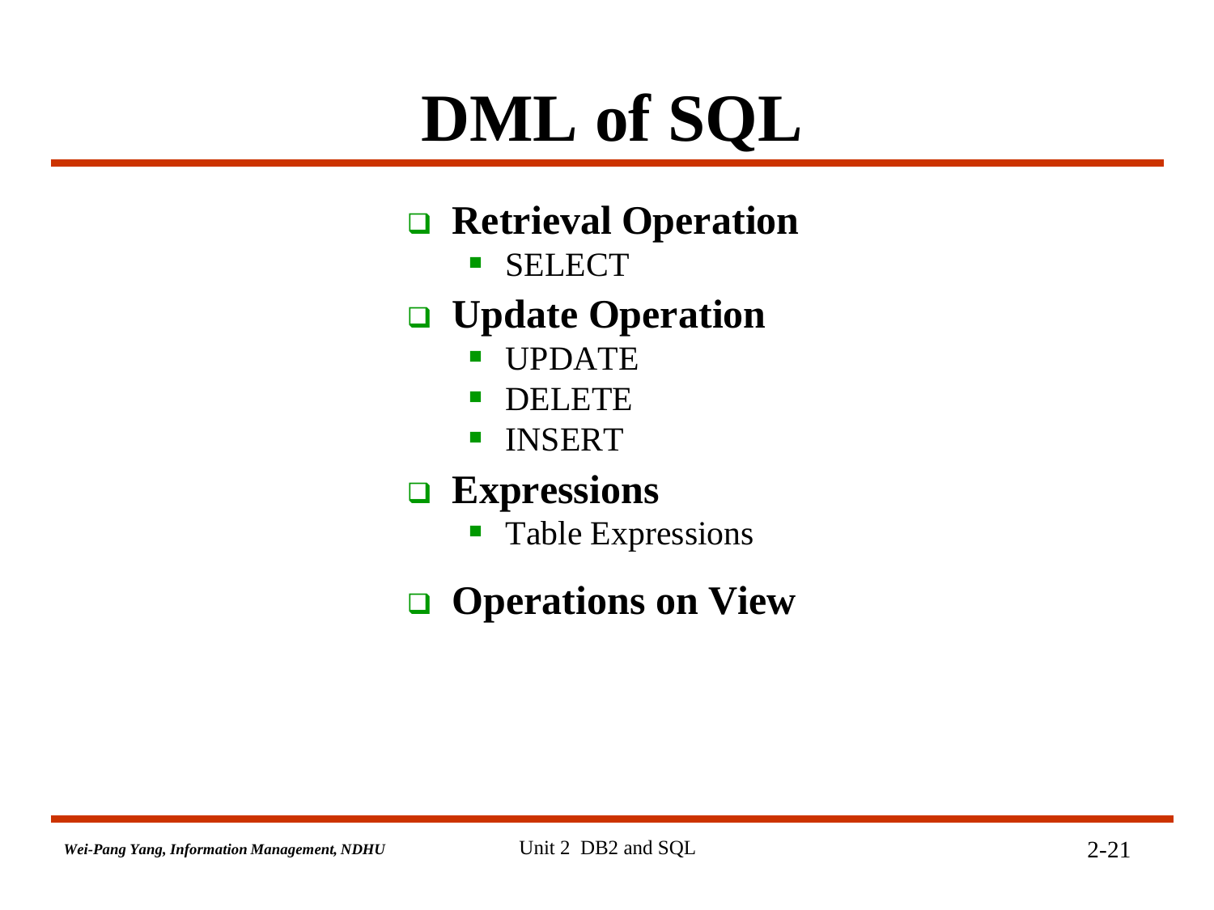# DML of SQL

- **Retrieval Operation**
  - SELECT
- **Update Operation**
  - UPDATE
  - DELETE
  - INSERT
- **Expressions**
  - Table Expressions
- **Operations on View**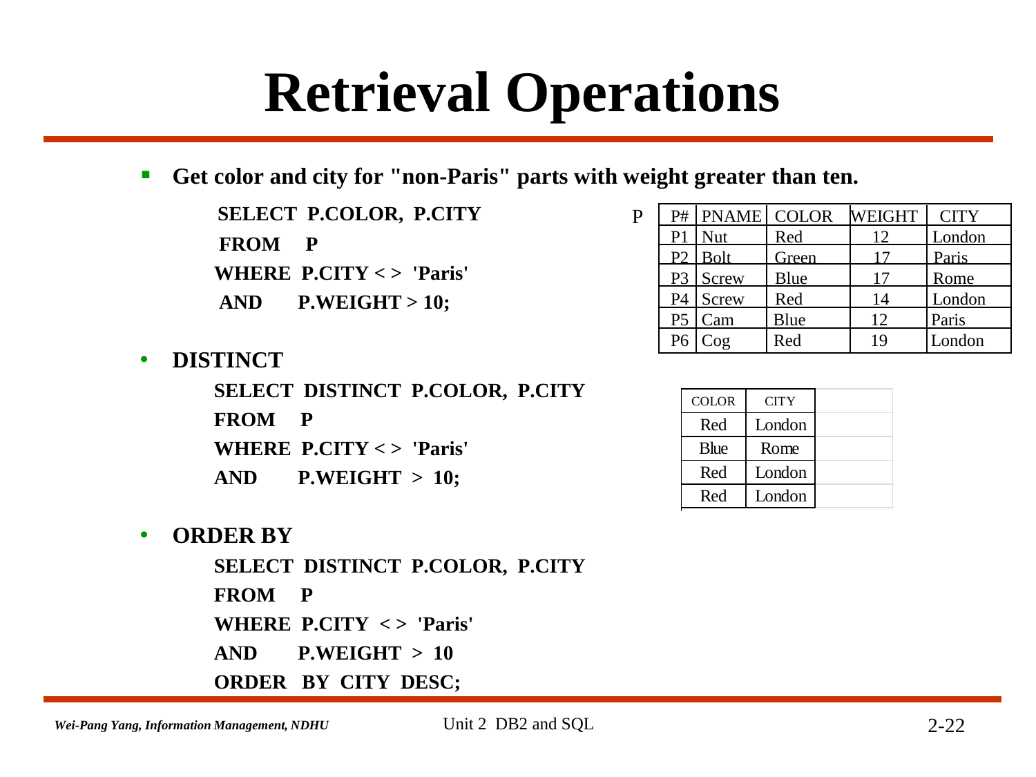# Retrieval Operations

- **Get color and city for "non-Paris" parts with weight greater than ten.**

```
SELECT  P.COLOR,  P.CITY
FROM    P
WHERE  P.CITY < >  'Paris'
AND       P.WEIGHT > 10;
```

P

| P# | PNAME | COLOR | WEIGHT | CITY |
|---|---|---|---|---|
| P1 | Nut | Red | 12 | London |
| P2 | Bolt | Green | 17 | Paris |
| P3 | Screw | Blue | 17 | Rome |
| P4 | Screw | Red | 14 | London |
| P5 | Cam | Blue | 12 | Paris |
| P6 | Cog | Red | 19 | London |

- **DISTINCT**

```
SELECT  DISTINCT  P.COLOR,  P.CITY
FROM    P
WHERE  P.CITY < >  'Paris'
AND       P.WEIGHT  >  10;
```

| COLOR | CITY |
|---|---|
| Red | London |
| Blue | Rome |
| Red | London |
| Red | London |

- **ORDER BY**

```
SELECT  DISTINCT  P.COLOR,  P.CITY
FROM    P
WHERE  P.CITY  < >  'Paris'
AND       P.WEIGHT  >  10
ORDER  BY  CITY  DESC;
```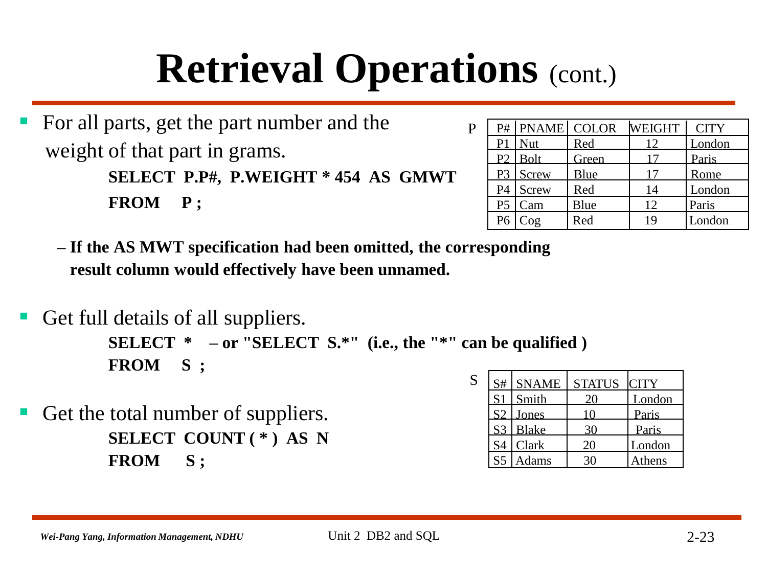# Retrieval Operations (cont.)

- For all parts, get the part number and the weight of that part in grams.

```
SELECT  P.P#,  P.WEIGHT * 454  AS  GMWT
FROM    P ;
```

P

| P# | PNAME | COLOR | WEIGHT | CITY |
|---|---|---|---|---|
| P1 | Nut | Red | 12 | London |
| P2 | Bolt | Green | 17 | Paris |
| P3 | Screw | Blue | 17 | Rome |
| P4 | Screw | Red | 14 | London |
| P5 | Cam | Blue | 12 | Paris |
| P6 | Cog | Red | 19 | London |

  – **If the AS MWT specification had been omitted, the corresponding result column would effectively have been unnamed.**

- Get full details of all suppliers.

```
SELECT  *    – or "SELECT  S.*"  (i.e., the "*" can be qualified )
FROM    S ;
```

- Get the total number of suppliers.

```
SELECT  COUNT ( * )  AS  N
FROM    S ;
```

S

| S# | SNAME | STATUS | CITY |
|---|---|---|---|
| S1 | Smith | 20 | London |
| S2 | Jones | 10 | Paris |
| S3 | Blake | 30 | Paris |
| S4 | Clark | 20 | London |
| S5 | Adams | 30 | Athens |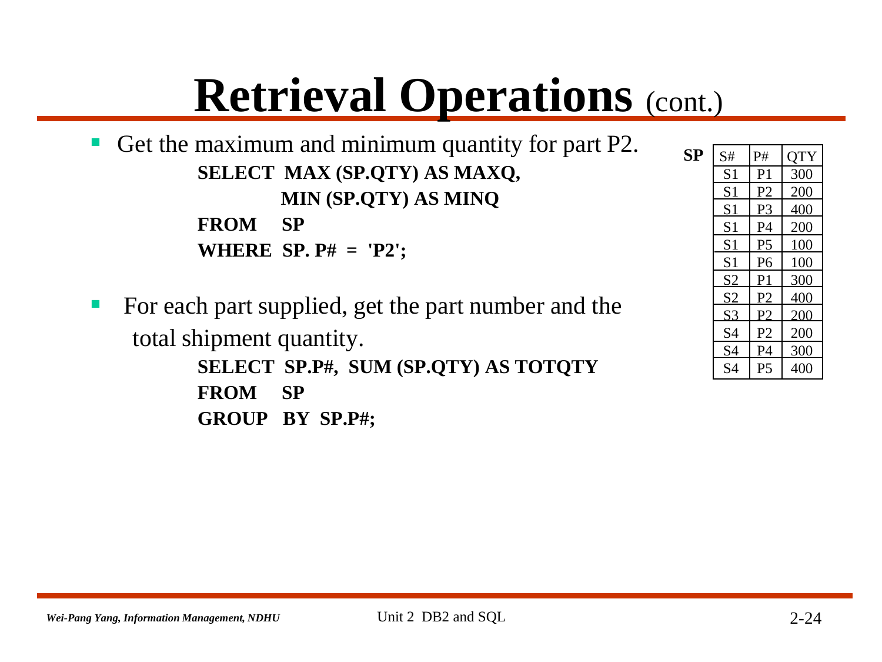# Retrieval Operations (cont.)

- Get the maximum and minimum quantity for part P2.

```
SELECT  MAX (SP.QTY) AS MAXQ,
        MIN (SP.QTY) AS MINQ
FROM    SP
WHERE   SP. P#  =  'P2';
```

- For each part supplied, get the part number and the total shipment quantity.

```
SELECT  SP.P#,  SUM (SP.QTY) AS TOTQTY
FROM    SP
GROUP   BY  SP.P#;
```

**SP**

| S# | P# | QTY |
|---|---|---|
| S1 | P1 | 300 |
| S1 | P2 | 200 |
| S1 | P3 | 400 |
| S1 | P4 | 200 |
| S1 | P5 | 100 |
| S1 | P6 | 100 |
| S2 | P1 | 300 |
| S2 | P2 | 400 |
| S3 | P2 | 200 |
| S4 | P2 | 200 |
| S4 | P4 | 300 |
| S4 | P5 | 400 |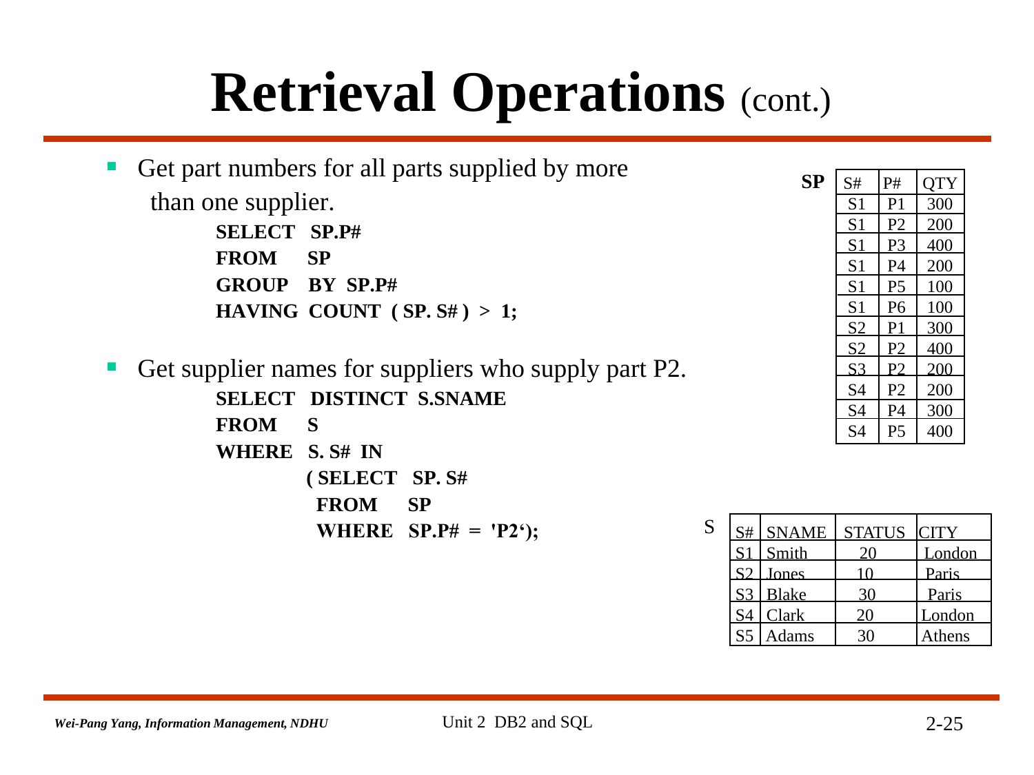# Retrieval Operations (cont.)

- Get part numbers for all parts supplied by more than one supplier.

```
SELECT   SP.P#
FROM     SP
GROUP    BY  SP.P#
HAVING  COUNT  ( SP. S# )  >  1;
```

- Get supplier names for suppliers who supply part P2.

```
SELECT   DISTINCT  S.SNAME
FROM     S
WHERE   S. S#  IN
          ( SELECT   SP. S#
            FROM     SP
            WHERE   SP.P#  =  'P2');
```

**SP**

| S# | P# | QTY |
|---|---|---|
| S1 | P1 | 300 |
| S1 | P2 | 200 |
| S1 | P3 | 400 |
| S1 | P4 | 200 |
| S1 | P5 | 100 |
| S1 | P6 | 100 |
| S2 | P1 | 300 |
| S2 | P2 | 400 |
| S3 | P2 | 200 |
| S4 | P2 | 200 |
| S4 | P4 | 300 |
| S4 | P5 | 400 |

S

| S# | SNAME | STATUS | CITY |
|---|---|---|---|
| S1 | Smith | 20 | London |
| S2 | Jones | 10 | Paris |
| S3 | Blake | 30 | Paris |
| S4 | Clark | 20 | London |
| S5 | Adams | 30 | Athens |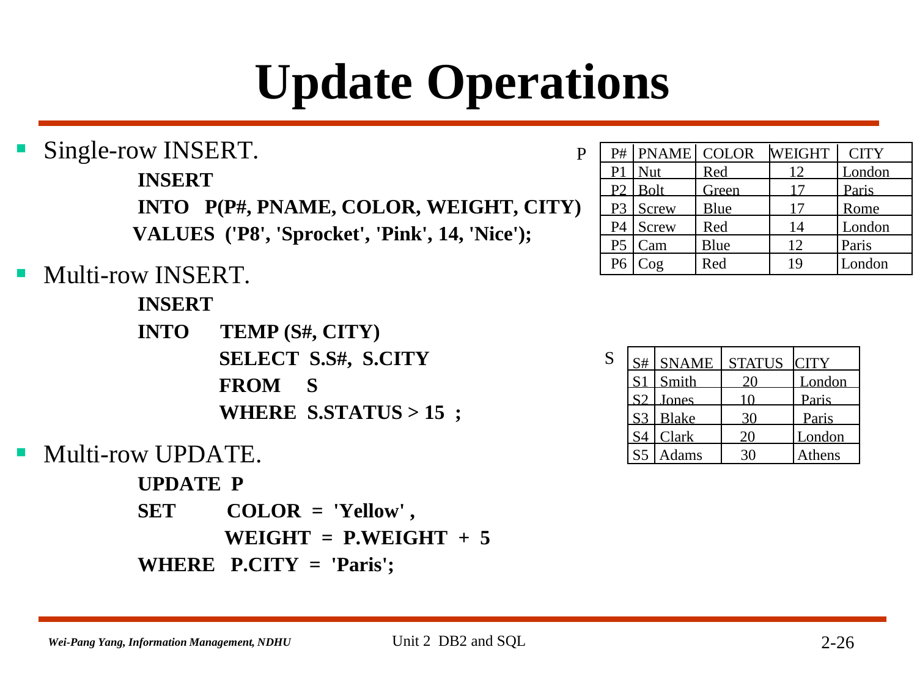# Update Operations

- Single-row INSERT.

```
INSERT
INTO   P(P#, PNAME, COLOR, WEIGHT, CITY)
VALUES  ('P8', 'Sprocket', 'Pink', 14, 'Nice');
```

- Multi-row INSERT.

```
INSERT
INTO      TEMP (S#, CITY)
          SELECT  S.S#,  S.CITY
          FROM    S
          WHERE  S.STATUS > 15  ;
```

- Multi-row UPDATE.

```
UPDATE  P
SET       COLOR  =  'Yellow' ,
          WEIGHT  =  P.WEIGHT  +  5
WHERE   P.CITY  =  'Paris';
```

P

| P# | PNAME | COLOR | WEIGHT | CITY |
|---|---|---|---|---|
| P1 | Nut | Red | 12 | London |
| P2 | Bolt | Green | 17 | Paris |
| P3 | Screw | Blue | 17 | Rome |
| P4 | Screw | Red | 14 | London |
| P5 | Cam | Blue | 12 | Paris |
| P6 | Cog | Red | 19 | London |

S

| S# | SNAME | STATUS | CITY |
|---|---|---|---|
| S1 | Smith | 20 | London |
| S2 | Jones | 10 | Paris |
| S3 | Blake | 30 | Paris |
| S4 | Clark | 20 | London |
| S5 | Adams | 30 | Athens |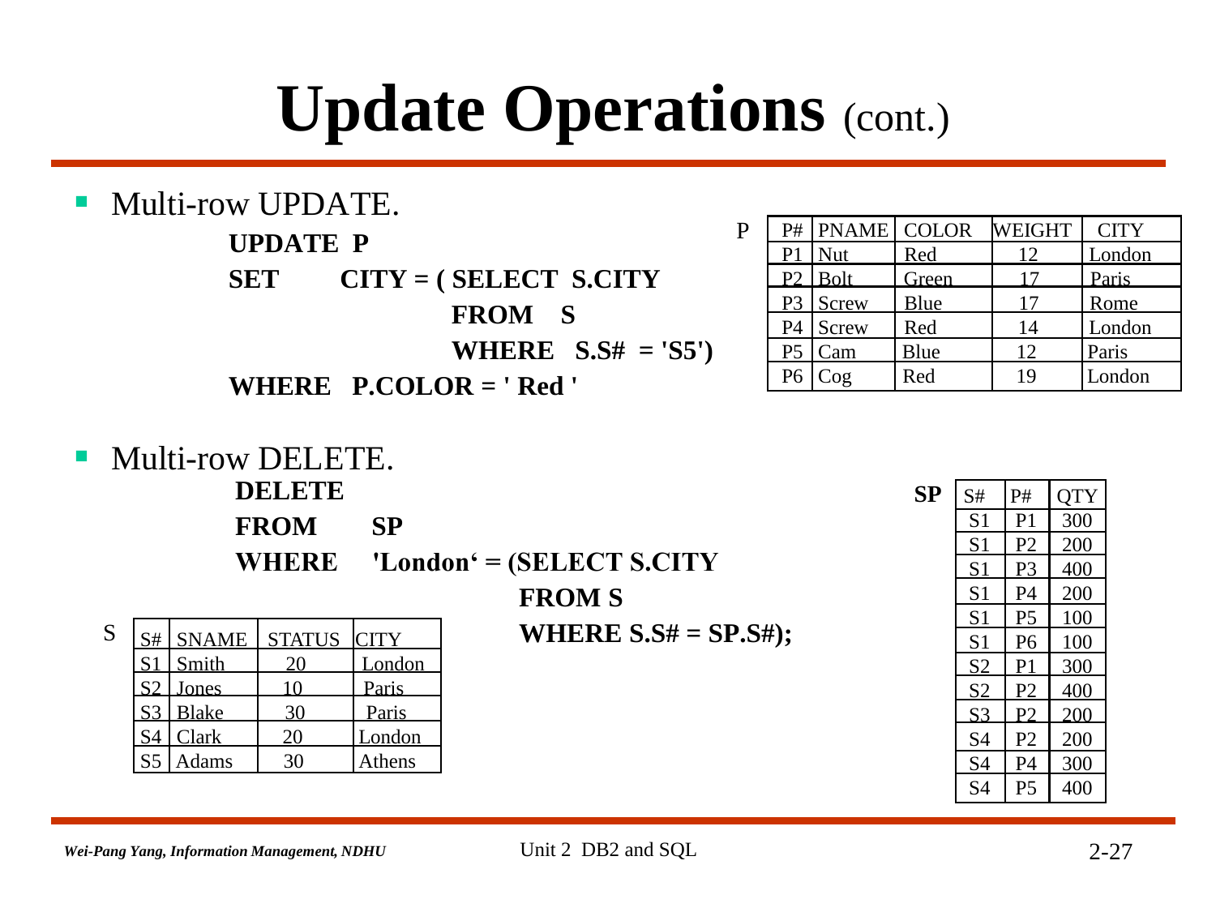# Update Operations (cont.)

- Multi-row UPDATE.

```
UPDATE  P
SET     CITY = ( SELECT  S.CITY
                 FROM    S
                 WHERE   S.S#  = 'S5')
WHERE   P.COLOR = ' Red '
```

P

| P# | PNAME | COLOR | WEIGHT | CITY |
|---|---|---|---|---|
| P1 | Nut | Red | 12 | London |
| P2 | Bolt | Green | 17 | Paris |
| P3 | Screw | Blue | 17 | Rome |
| P4 | Screw | Red | 14 | London |
| P5 | Cam | Blue | 12 | Paris |
| P6 | Cog | Red | 19 | London |

- Multi-row DELETE.

```
DELETE
FROM    SP
WHERE   'London' = (SELECT S.CITY
                    FROM S
                    WHERE S.S# = SP.S#);
```

S

| S# | SNAME | STATUS | CITY |
|---|---|---|---|
| S1 | Smith | 20 | London |
| S2 | Jones | 10 | Paris |
| S3 | Blake | 30 | Paris |
| S4 | Clark | 20 | London |
| S5 | Adams | 30 | Athens |

SP

| S# | P# | QTY |
|---|---|---|
| S1 | P1 | 300 |
| S1 | P2 | 200 |
| S1 | P3 | 400 |
| S1 | P4 | 200 |
| S1 | P5 | 100 |
| S1 | P6 | 100 |
| S2 | P1 | 300 |
| S2 | P2 | 400 |
| S3 | P2 | 200 |
| S4 | P2 | 200 |
| S4 | P4 | 300 |
| S4 | P5 | 400 |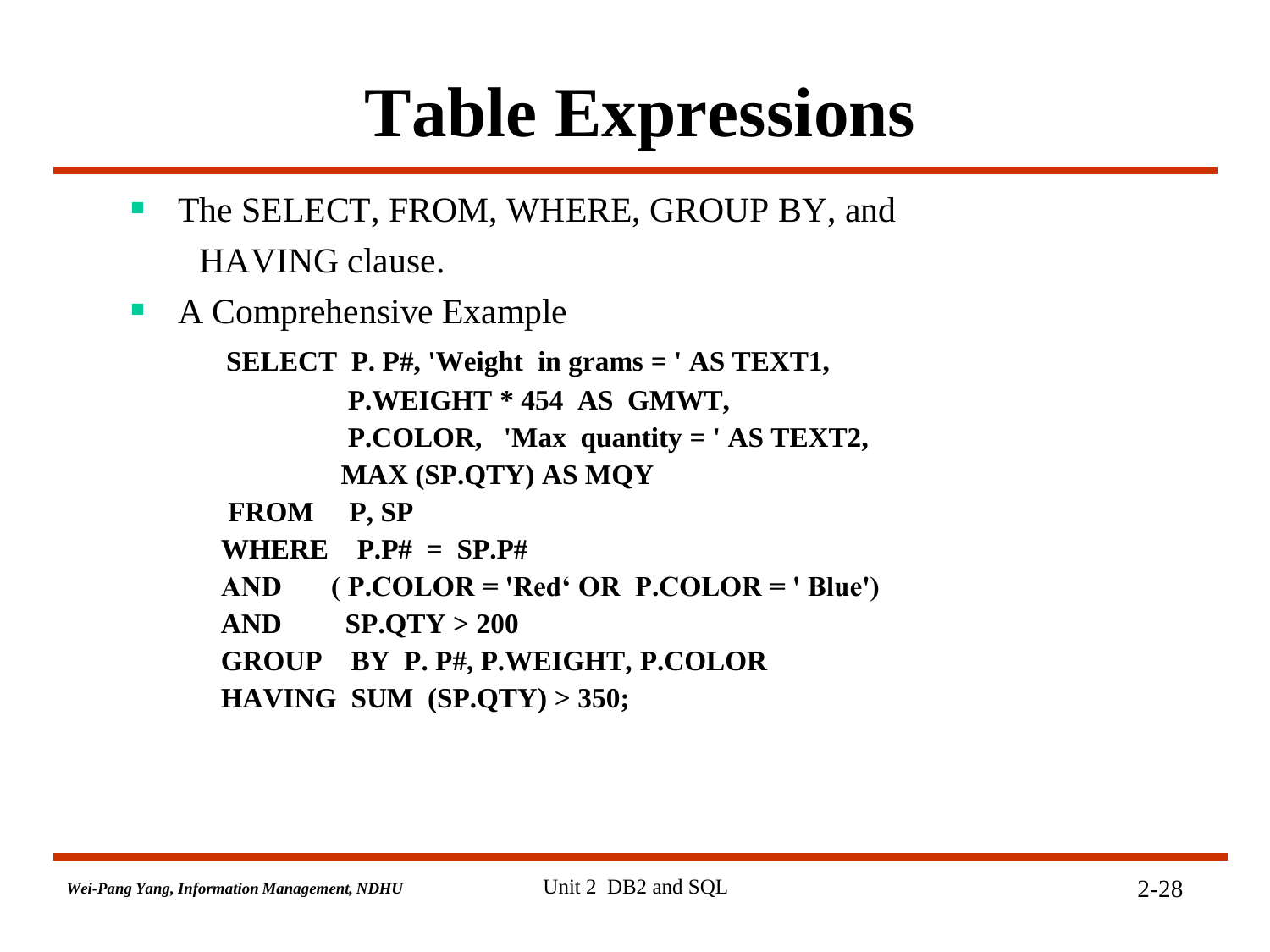# Table Expressions

- The SELECT, FROM, WHERE, GROUP BY, and HAVING clause.
- A Comprehensive Example

```
SELECT  P. P#, 'Weight  in grams = ' AS TEXT1,
        P.WEIGHT * 454  AS  GMWT,
        P.COLOR,   'Max  quantity = ' AS TEXT2,
        MAX (SP.QTY) AS MQY
FROM    P, SP
WHERE   P.P#  =  SP.P#
AND     ( P.COLOR = 'Red‘ OR  P.COLOR = ' Blue')
AND     SP.QTY > 200
GROUP   BY  P. P#, P.WEIGHT, P.COLOR
HAVING  SUM  (SP.QTY) > 350;
```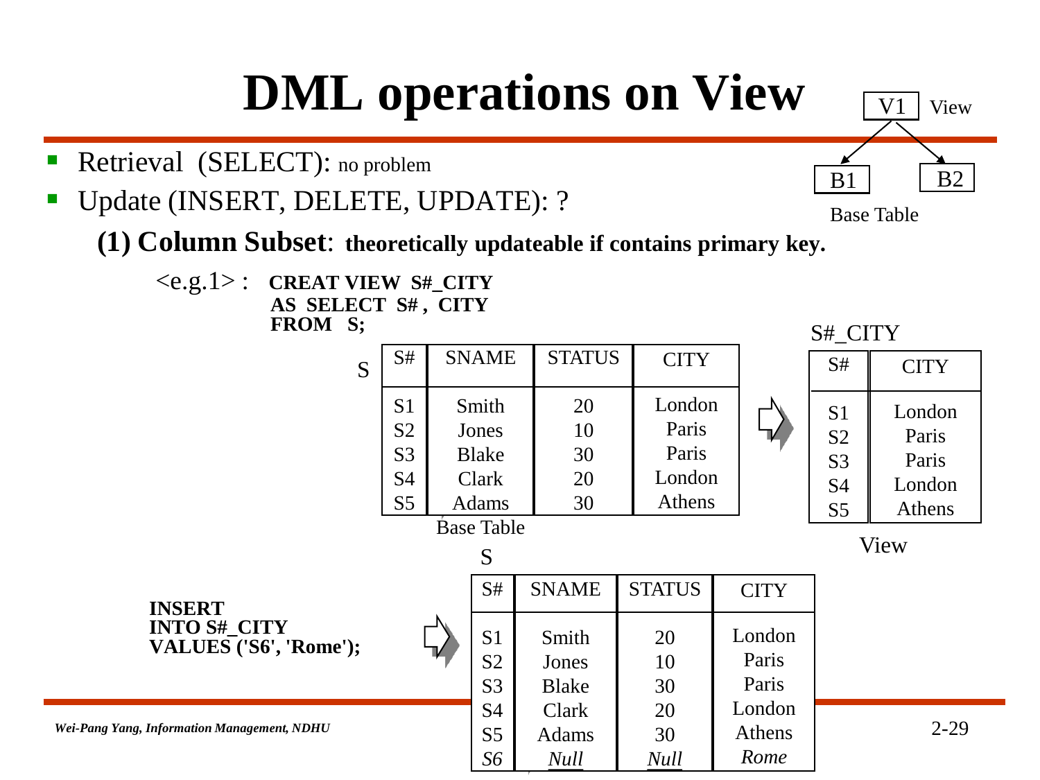# DML operations on View

V1 — View

B1, B2 — Base Table

- Retrieval (SELECT): no problem
- Update (INSERT, DELETE, UPDATE): ?

**(1) Column Subset**: **theoretically updateable if contains primary key.**

<e.g.1> :

```
CREAT VIEW S#_CITY
AS SELECT S#, CITY
FROM S;
```

S

| S# | SNAME | STATUS | CITY |
|---|---|---|---|
| S1 | Smith | 20 | London |
| S2 | Jones | 10 | Paris |
| S3 | Blake | 30 | Paris |
| S4 | Clark | 20 | London |
| S5 | Adams | 30 | Athens |

Base Table

⇒

S#_CITY

| S# | CITY |
|---|---|
| S1 | London |
| S2 | Paris |
| S3 | Paris |
| S4 | London |
| S5 | Athens |

View

```
INSERT
INTO S#_CITY
VALUES ('S6', 'Rome');
```

⇒

S

| S# | SNAME | STATUS | CITY |
|---|---|---|---|
| S1 | Smith | 20 | London |
| S2 | Jones | 10 | Paris |
| S3 | Blake | 30 | Paris |
| S4 | Clark | 20 | London |
| S5 | Adams | 30 | Athens |
| *S6* | *Null* | *Null* | *Rome* |

*Wei-Pang Yang, Information Management, NDHU*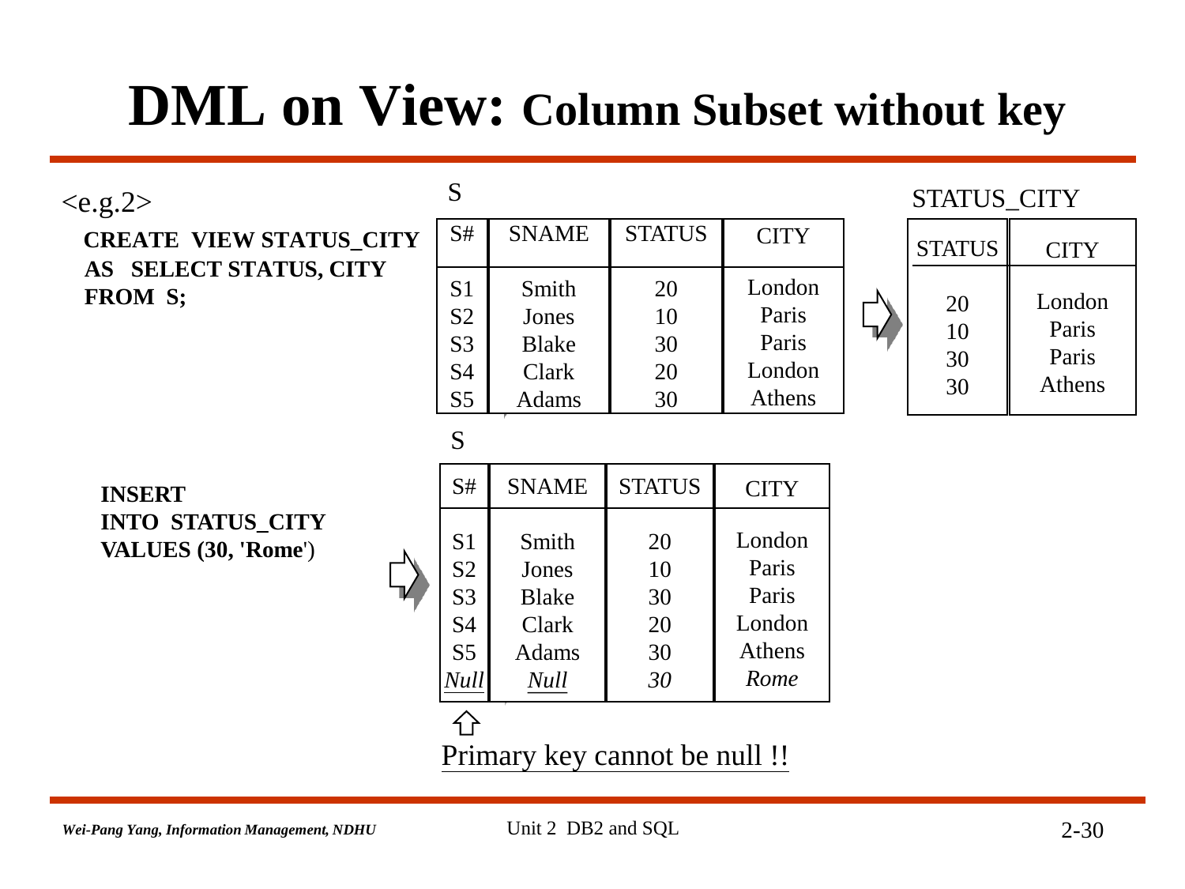# DML on View: Column Subset without key

<e.g.2>

```
CREATE VIEW STATUS_CITY
AS SELECT STATUS, CITY
FROM S;
```

S

| S# | SNAME | STATUS | CITY |
|---|---|---|---|
| S1 | Smith | 20 | London |
| S2 | Jones | 10 | Paris |
| S3 | Blake | 30 | Paris |
| S4 | Clark | 20 | London |
| S5 | Adams | 30 | Athens |

⇒

STATUS_CITY

| STATUS | CITY |
|---|---|
| 20 | London |
| 10 | Paris |
| 30 | Paris |
| 30 | Athens |

```
INSERT
INTO STATUS_CITY
VALUES (30, 'Rome')
```

⇒

S

| S# | SNAME | STATUS | CITY |
|---|---|---|---|
| S1 | Smith | 20 | London |
| S2 | Jones | 10 | Paris |
| S3 | Blake | 30 | Paris |
| S4 | Clark | 20 | London |
| S5 | Adams | 30 | Athens |
| *Null* | *Null* | *30* | *Rome* |

⇑

Primary key cannot be null !!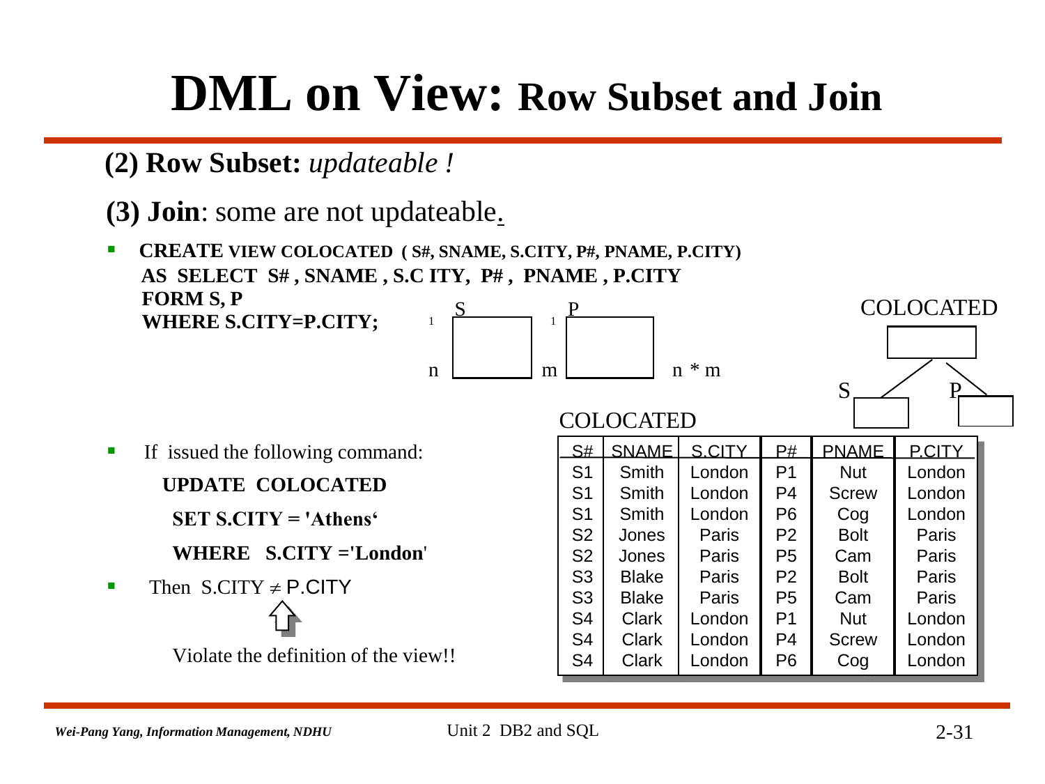# DML on View: Row Subset and Join

**(2) Row Subset:** *updateable !*

**(3) Join**: some are not updateable.

- **CREATE VIEW COLOCATED ( S#, SNAME, S.CITY, P#, PNAME, P.CITY)**
  **AS SELECT S# , SNAME , S.C ITY, P# , PNAME , P.CITY**
  **FORM S, P**
  **WHERE S.CITY=P.CITY;**

S: 1 … n, P: 1 … m, n * m

COLOCATED (S, P)

COLOCATED

| S# | SNAME | S.CITY | P# | PNAME | P.CITY |
|---|---|---|---|---|---|
| S1 | Smith | London | P1 | Nut | London |
| S1 | Smith | London | P4 | Screw | London |
| S1 | Smith | London | P6 | Cog | London |
| S2 | Jones | Paris | P2 | Bolt | Paris |
| S2 | Jones | Paris | P5 | Cam | Paris |
| S3 | Blake | Paris | P2 | Bolt | Paris |
| S3 | Blake | Paris | P5 | Cam | Paris |
| S4 | Clark | London | P1 | Nut | London |
| S4 | Clark | London | P4 | Screw | London |
| S4 | Clark | London | P6 | Cog | London |

- If issued the following command:

  **UPDATE COLOCATED**
  **SET S.CITY = 'Athens'**
  **WHERE S.CITY ='London'**

- Then S.CITY ≠ P.CITY

  ⇧

  Violate the definition of the view!!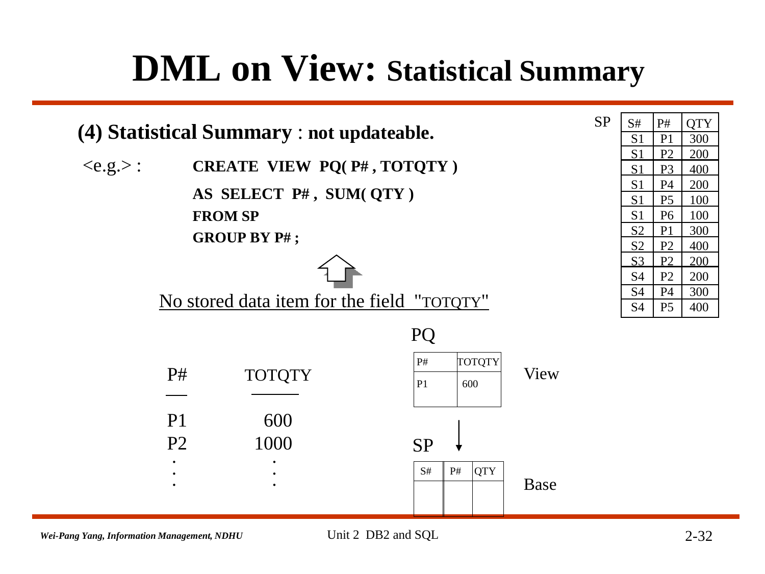# DML on View: Statistical Summary

**(4) Statistical Summary** : **not updateable.**

<e.g.> :

```
CREATE VIEW PQ( P# , TOTQTY )
AS SELECT P# , SUM( QTY )
FROM SP
GROUP BY P# ;
```

No stored data item for the field "TOTQTY"

SP

| S# | P# | QTY |
|---|---|---|
| S1 | P1 | 300 |
| S1 | P2 | 200 |
| S1 | P3 | 400 |
| S1 | P4 | 200 |
| S1 | P5 | 100 |
| S1 | P6 | 100 |
| S2 | P1 | 300 |
| S2 | P2 | 400 |
| S3 | P2 | 200 |
| S4 | P2 | 200 |
| S4 | P4 | 300 |
| S4 | P5 | 400 |

| P# | TOTQTY |
|---|---|
| P1 | 600 |
| P2 | 1000 |
| . | . |
| . | . |
| . | . |

PQ (View)

| P# | TOTQTY |
|---|---|
| P1 | 600 |

↓

SP (Base)

| S# | P# | QTY |
|---|---|---|
| | | |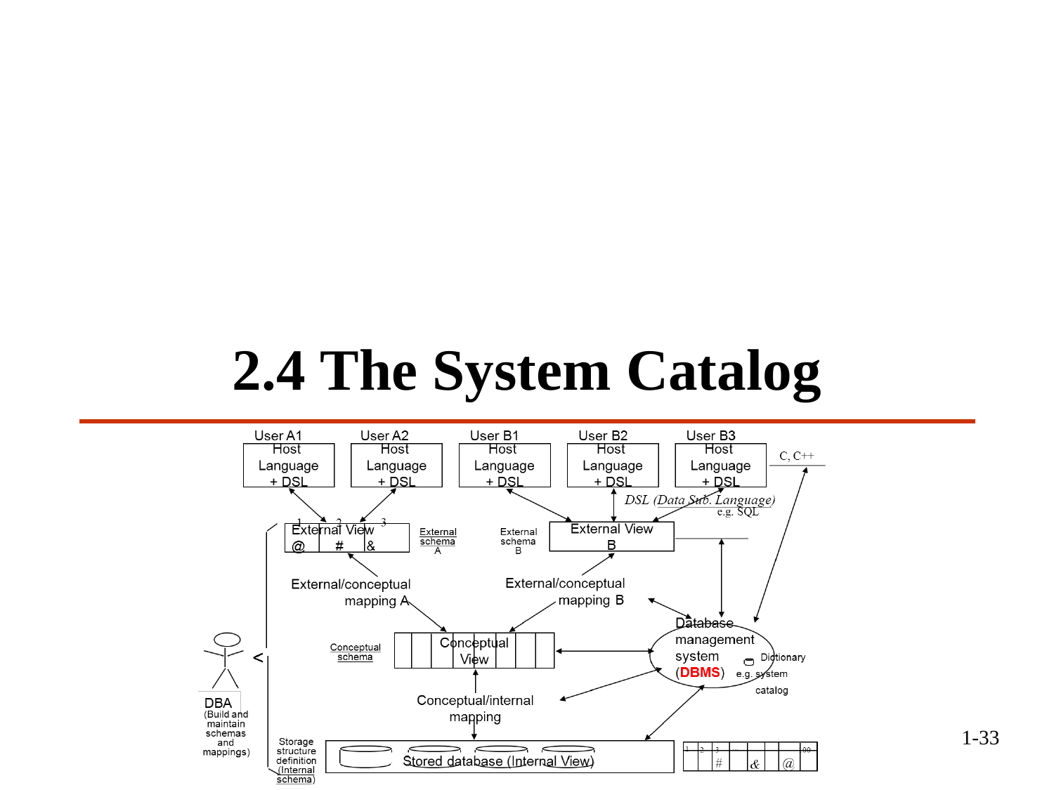# 2.4 The System Catalog

User A1 — Host Language + DSL

User A2 — Host Language + DSL

User B1 — Host Language + DSL

User B2 — Host Language + DSL

User B3 — Host Language + DSL

C, C++

*DSL (Data Sub. Language)* e.g. SQL

External View (1 @, 2 #, 3 &) — External schema A

External View B — External schema B

External/conceptual mapping A

External/conceptual mapping B

Conceptual schema — Conceptual View

Database management system (**DBMS**)

Dictionary e.g. system catalog

Conceptual/internal mapping

DBA (Build and maintain schemas and mappings)

Storage structure definition (Internal schema)

Stored database (Internal View)

| 1 | 2 | 3 | ... | | | | 99 |
|---|---|---|---|---|---|---|---|
| | | # | | & | | @ | |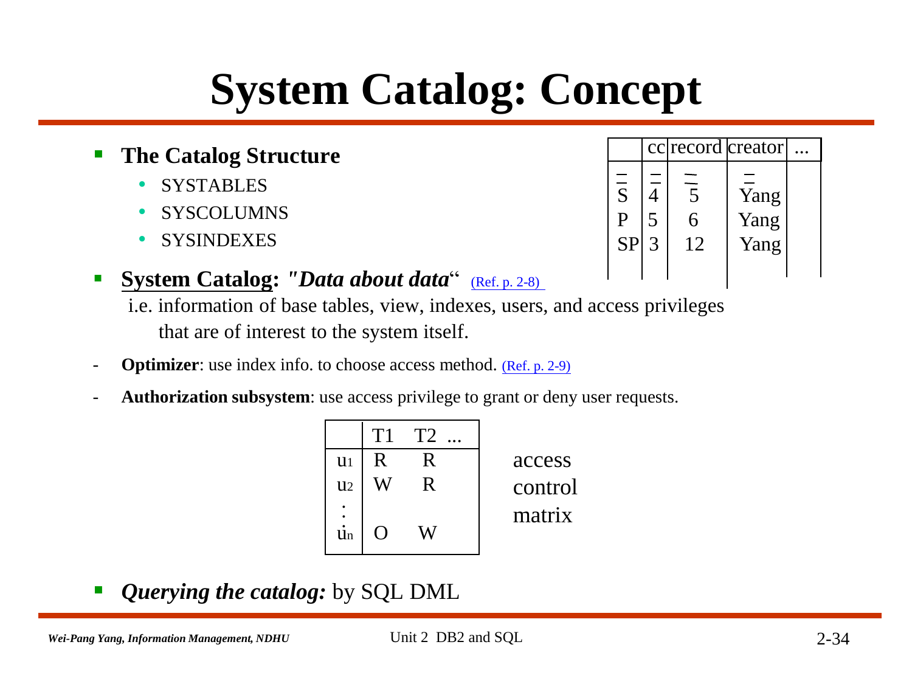# System Catalog: Concept

- **The Catalog Structure**
  - SYSTABLES
  - SYSCOLUMNS
  - SYSINDEXES

| | cc | record | creator | ... |
|---|---|---|---|---|
| S | 4 | 5 | Yang | |
| P | 5 | 6 | Yang | |
| SP | 3 | 12 | Yang | |

- **System Catalog:** ***"Data about data"*** (Ref. p. 2-8)

  i.e. information of base tables, view, indexes, users, and access privileges that are of interest to the system itself.

- **Optimizer**: use index info. to choose access method. (Ref. p. 2-9)
- **Authorization subsystem**: use access privilege to grant or deny user requests.

| | T1 | T2 ... |
|---|---|---|
| $u_1$ | R | R |
| $u_2$ | W | R |
| : | | |
| $u_n$ | O | W |

access control matrix

- ***Querying the catalog:*** by SQL DML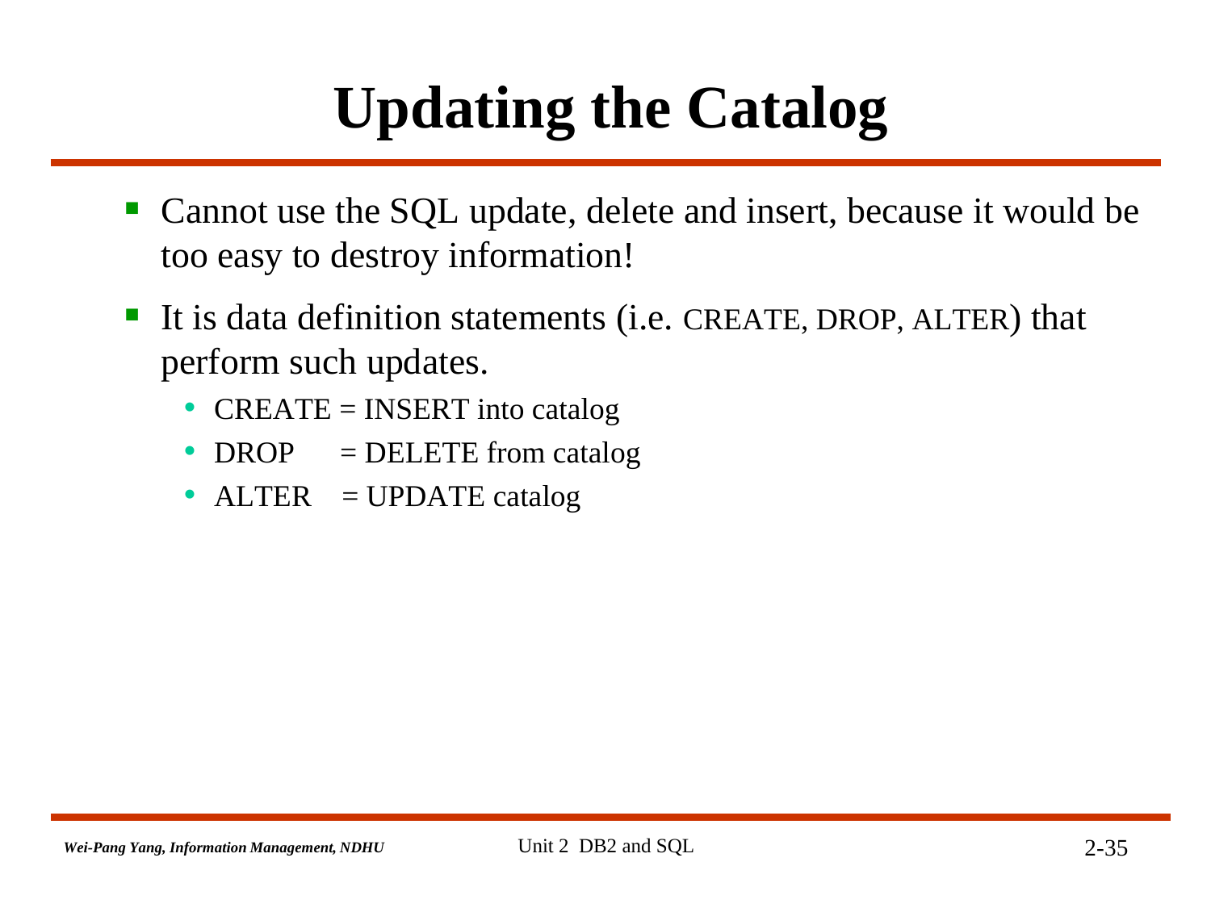# Updating the Catalog

- Cannot use the SQL update, delete and insert, because it would be too easy to destroy information!
- It is data definition statements (i.e. CREATE, DROP, ALTER) that perform such updates.
  - CREATE = INSERT into catalog
  - DROP = DELETE from catalog
  - ALTER = UPDATE catalog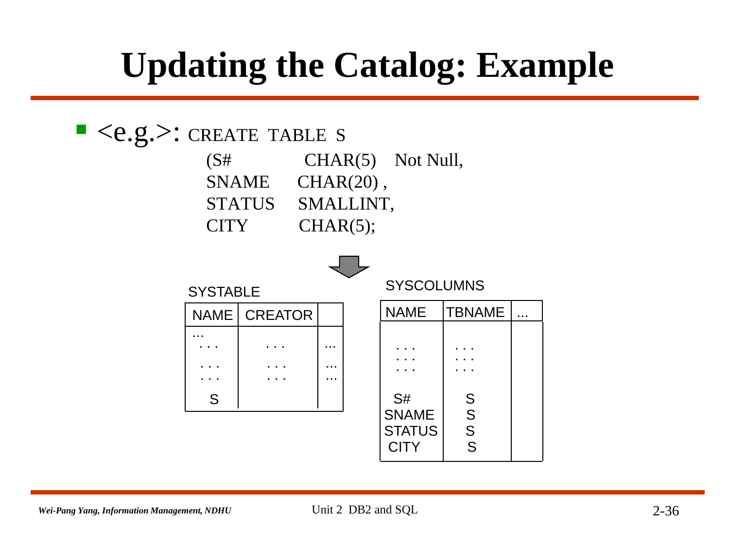# Updating the Catalog: Example

- <e.g.>: CREATE TABLE S

```
(S#        CHAR(5)   Not Null,
SNAME      CHAR(20) ,
STATUS     SMALLINT,
CITY       CHAR(5);
```

SYSTABLE

| NAME | CREATOR | |
|---|---|---|
| ... | | |
| . . . | . . . | ... |
| . . . | . . . | ... |
| . . . | . . . | ... |
| S | | |

SYSCOLUMNS

| NAME | TBNAME | ... |
|---|---|---|
| . . . | . . . | |
| . . . | . . . | |
| . . . | . . . | |
| S# | S | |
| SNAME | S | |
| STATUS | S | |
| CITY | S | |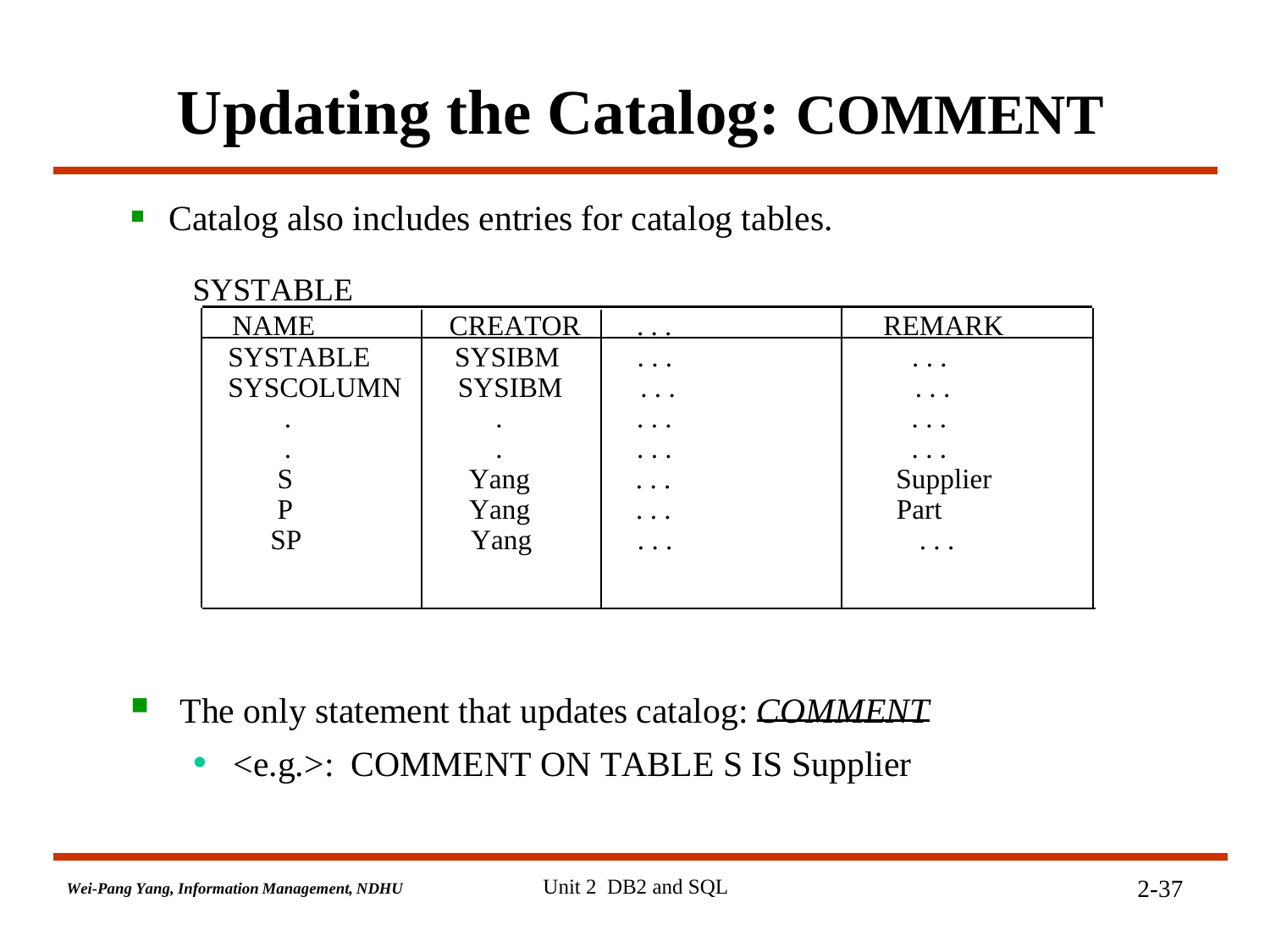# Updating the Catalog: COMMENT

- Catalog also includes entries for catalog tables.

SYSTABLE

| NAME | CREATOR | . . . | REMARK |
|---|---|---|---|
| SYSTABLE | SYSIBM | . . . | . . . |
| SYSCOLUMN | SYSIBM | . . . | . . . |
| . | . | . . . | . . . |
| . | . | . . . | . . . |
| S | Yang | . . . | Supplier |
| P | Yang | . . . | Part |
| SP | Yang | . . . | . . . |

- The only statement that updates catalog: ***COMMENT***
  - <e.g.>: COMMENT ON TABLE S IS Supplier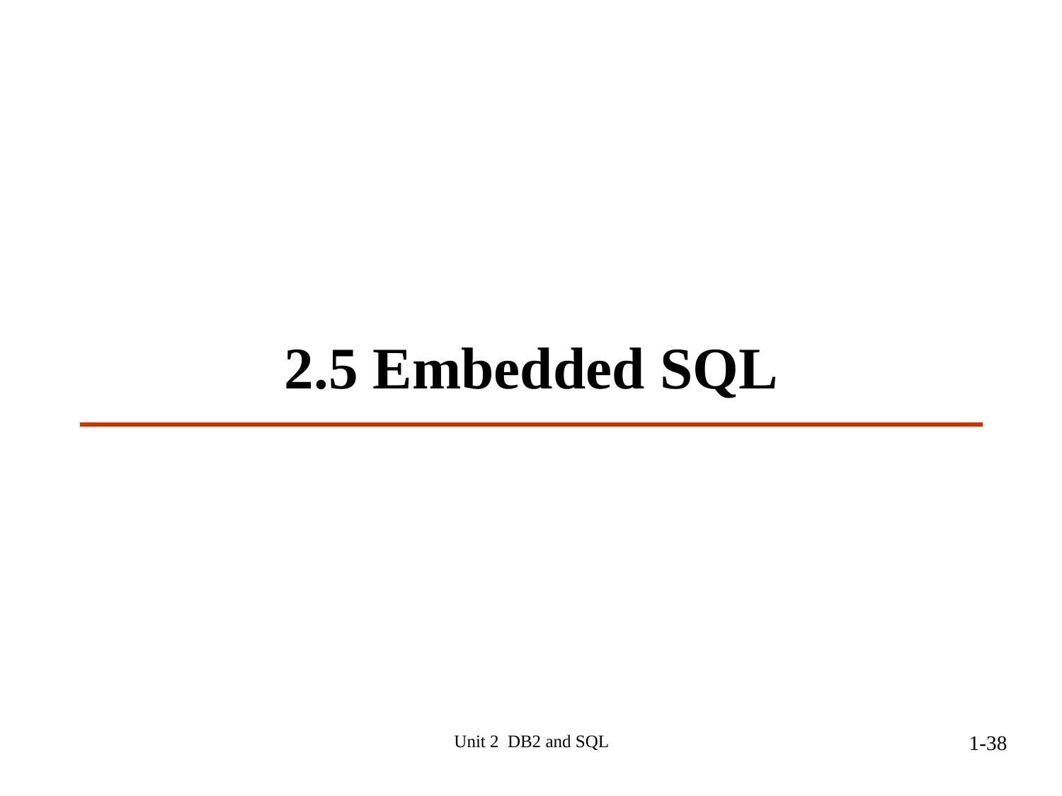# 2.5 Embedded SQL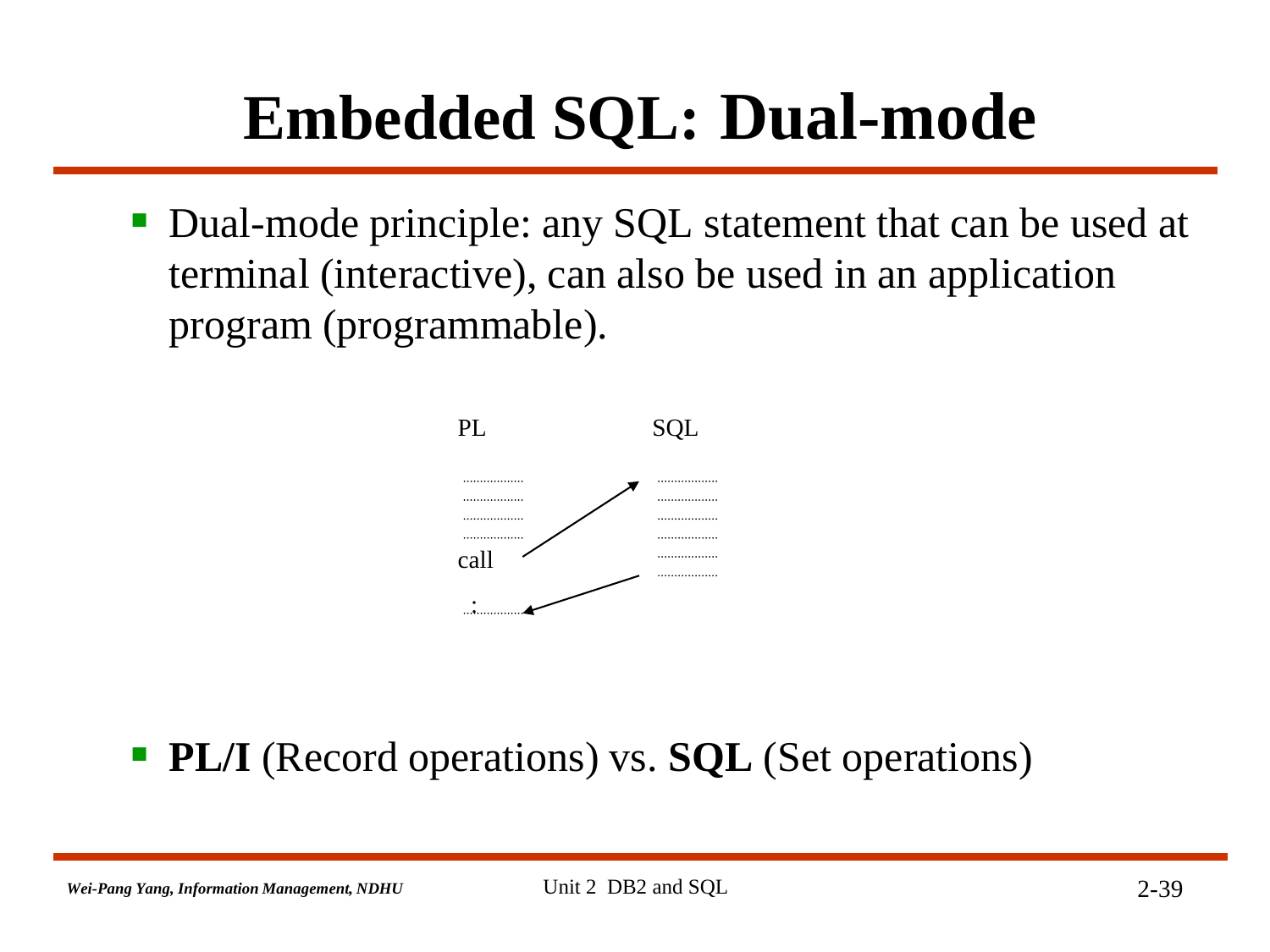# Embedded SQL: Dual-mode

- Dual-mode principle: any SQL statement that can be used at terminal (interactive), can also be used in an application program (programmable).

PL SQL

call

- **PL/I** (Record operations) vs. **SQL** (Set operations)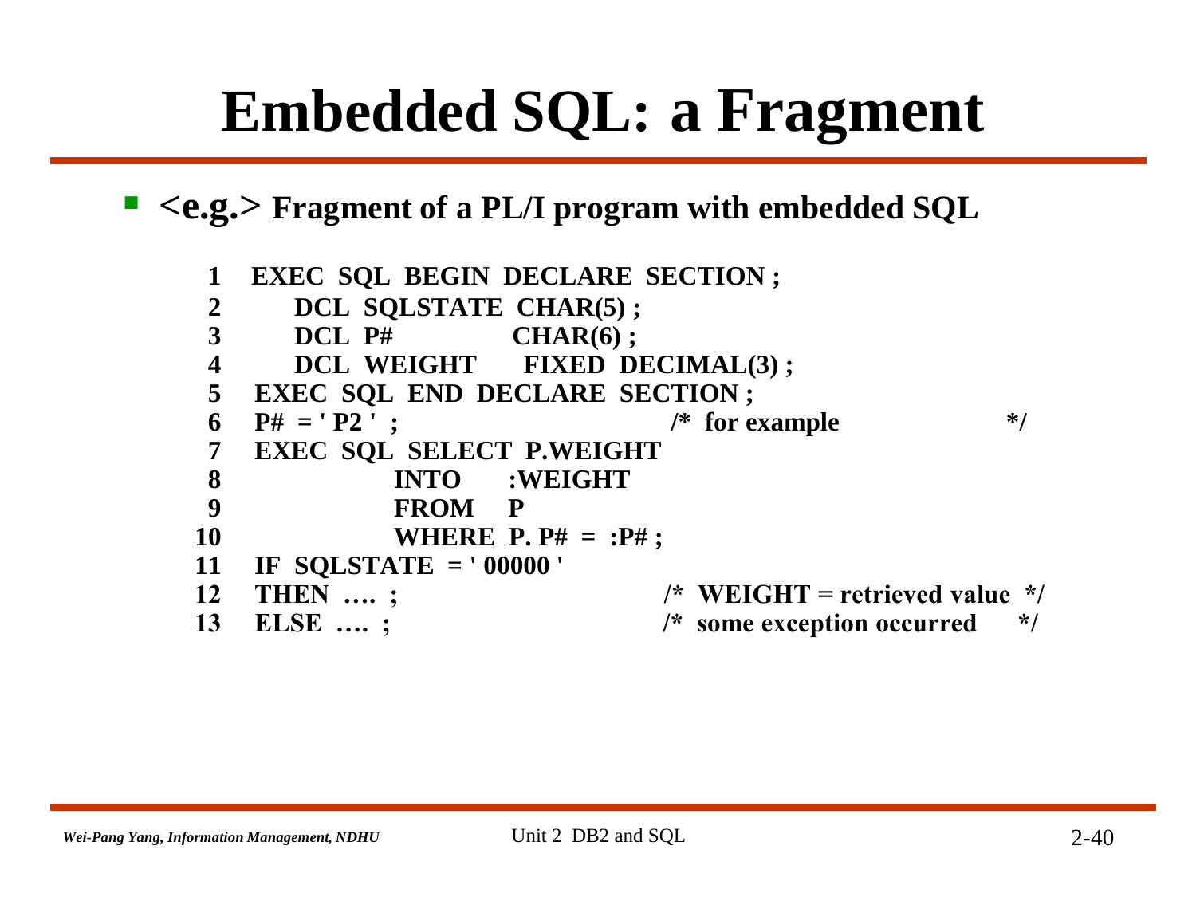# Embedded SQL: a Fragment

- **<e.g.> Fragment of a PL/I program with embedded SQL**

```
 1   EXEC  SQL  BEGIN  DECLARE  SECTION ;
 2       DCL  SQLSTATE  CHAR(5) ;
 3       DCL  P#           CHAR(6) ;
 4       DCL  WEIGHT     FIXED  DECIMAL(3) ;
 5   EXEC  SQL  END  DECLARE  SECTION ;
 6   P#  = ' P2 '  ;                        /*  for example              */
 7   EXEC  SQL  SELECT  P.WEIGHT
 8              INTO     :WEIGHT
 9              FROM    P
10              WHERE  P. P#  =  :P# ;
11   IF  SQLSTATE  = ' 00000 '
12   THEN  …. ;                             /*  WEIGHT = retrieved value  */
13   ELSE  …. ;                             /*  some exception occurred    */
```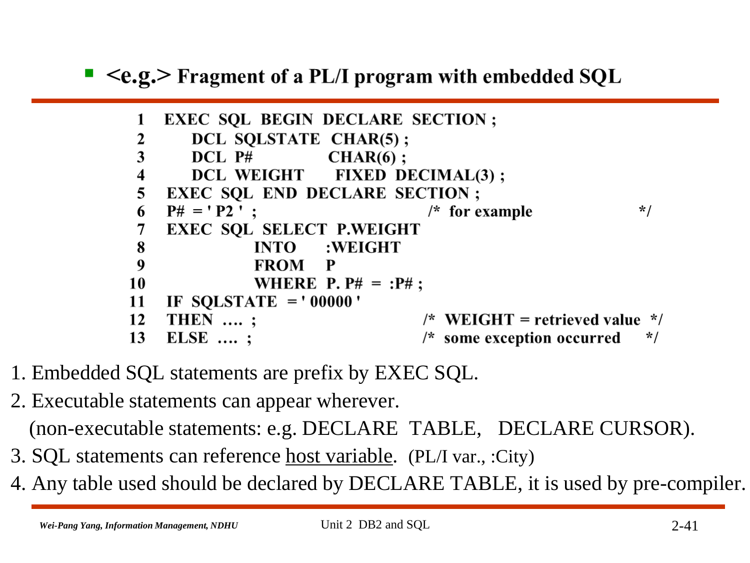## <e.g.> Fragment of a PL/I program with embedded SQL

```
1    EXEC  SQL  BEGIN  DECLARE  SECTION ;
2        DCL  SQLSTATE  CHAR(5) ;
3        DCL  P#          CHAR(6) ;
4        DCL  WEIGHT      FIXED  DECIMAL(3) ;
5    EXEC  SQL  END  DECLARE  SECTION ;
6    P# = ' P2 ' ;                         /*  for example              */
7    EXEC  SQL  SELECT  P.WEIGHT
8                 INTO     :WEIGHT
9                 FROM     P
10                WHERE  P. P#  =  :P# ;
11   IF  SQLSTATE  = ' 00000 '
12   THEN  .... ;                          /*  WEIGHT = retrieved value  */
13   ELSE  .... ;                          /*  some exception occurred   */
```

1. Embedded SQL statements are prefix by EXEC SQL.
2. Executable statements can appear wherever.
   (non-executable statements: e.g. DECLARE TABLE, DECLARE CURSOR).
3. SQL statements can reference <u>host variable</u>. (PL/I var., :City)
4. Any table used should be declared by DECLARE TABLE, it is used by pre-compiler.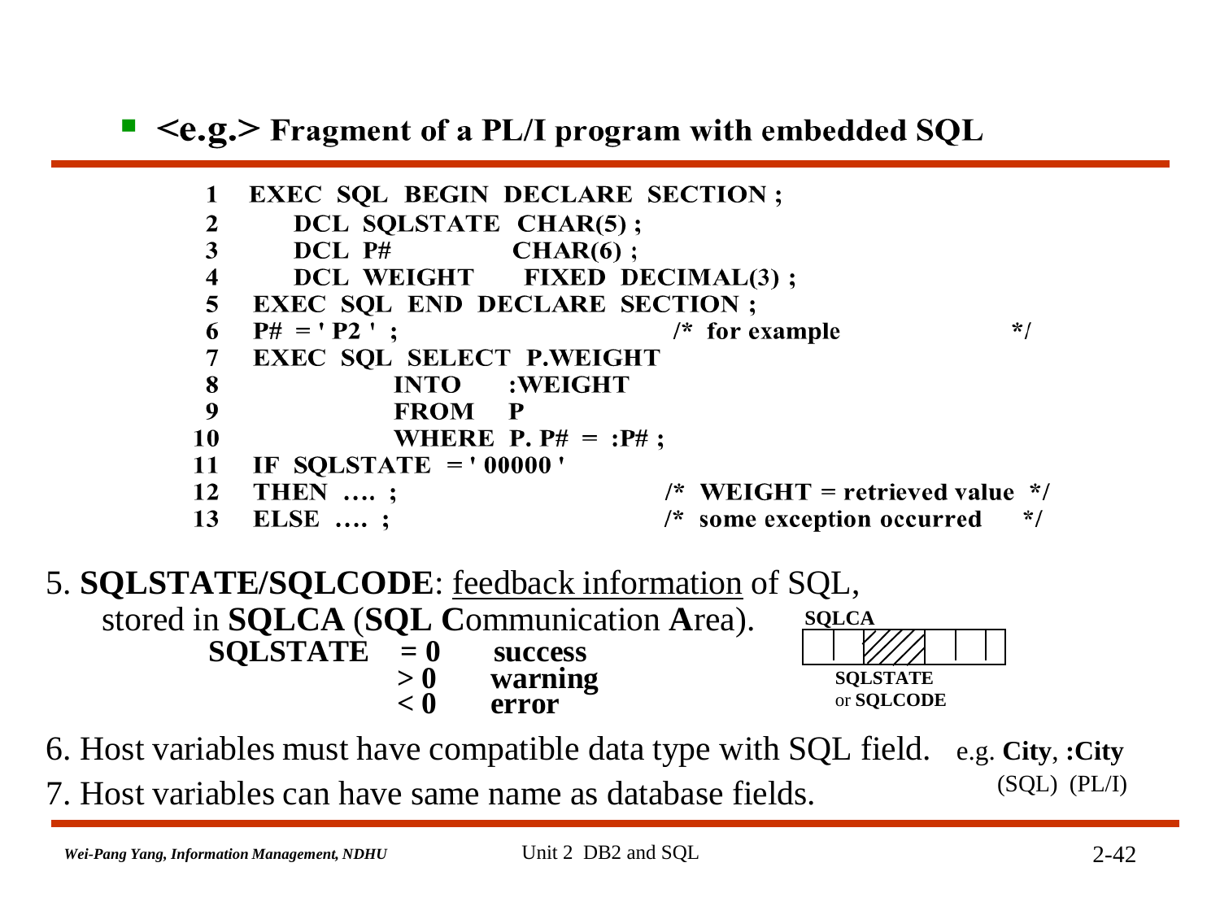- **<e.g.> Fragment of a PL/I program with embedded SQL**

```
 1   EXEC SQL BEGIN DECLARE SECTION ;
 2       DCL SQLSTATE  CHAR(5) ;
 3       DCL P#        CHAR(6) ;
 4       DCL WEIGHT    FIXED DECIMAL(3) ;
 5   EXEC SQL END DECLARE SECTION ;
 6   P# = ' P2 ' ;                      /* for example              */
 7   EXEC SQL SELECT P.WEIGHT
 8              INTO   :WEIGHT
 9              FROM   P
10              WHERE  P. P# = :P# ;
11   IF SQLSTATE = ' 00000 '
12   THEN .... ;                        /* WEIGHT = retrieved value */
13   ELSE .... ;                        /* some exception occurred  */
```

5. **SQLSTATE/SQLCODE**: feedback information of SQL, stored in **SQLCA** (**SQL C**ommunication **A**rea).

| **SQLSTATE** | | |
|---|---|---|
| | **= 0** | **success** |
| | **> 0** | **warning** |
| | **< 0** | **error** |

**SQLCA**

**SQLSTATE** or **SQLCODE**

6. Host variables must have compatible data type with SQL field. e.g. **City**, **:City** (SQL) (PL/I)
7. Host variables can have same name as database fields.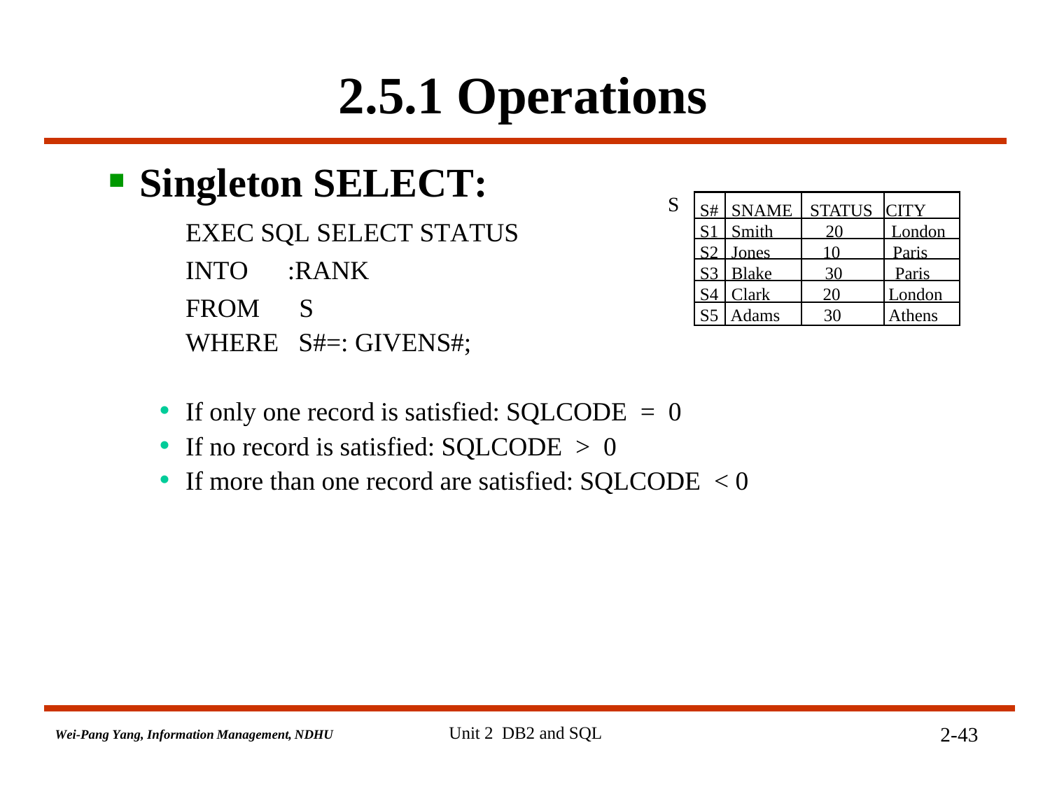# 2.5.1 Operations

- **Singleton SELECT:**

```
EXEC SQL SELECT STATUS
INTO     :RANK
FROM     S
WHERE   S#=: GIVENS#;
```

S

| S# | SNAME | STATUS | CITY |
|---|---|---|---|
| S1 | Smith | 20 | London |
| S2 | Jones | 10 | Paris |
| S3 | Blake | 30 | Paris |
| S4 | Clark | 20 | London |
| S5 | Adams | 30 | Athens |

- If only one record is satisfied: SQLCODE = 0
- If no record is satisfied: SQLCODE > 0
- If more than one record are satisfied: SQLCODE < 0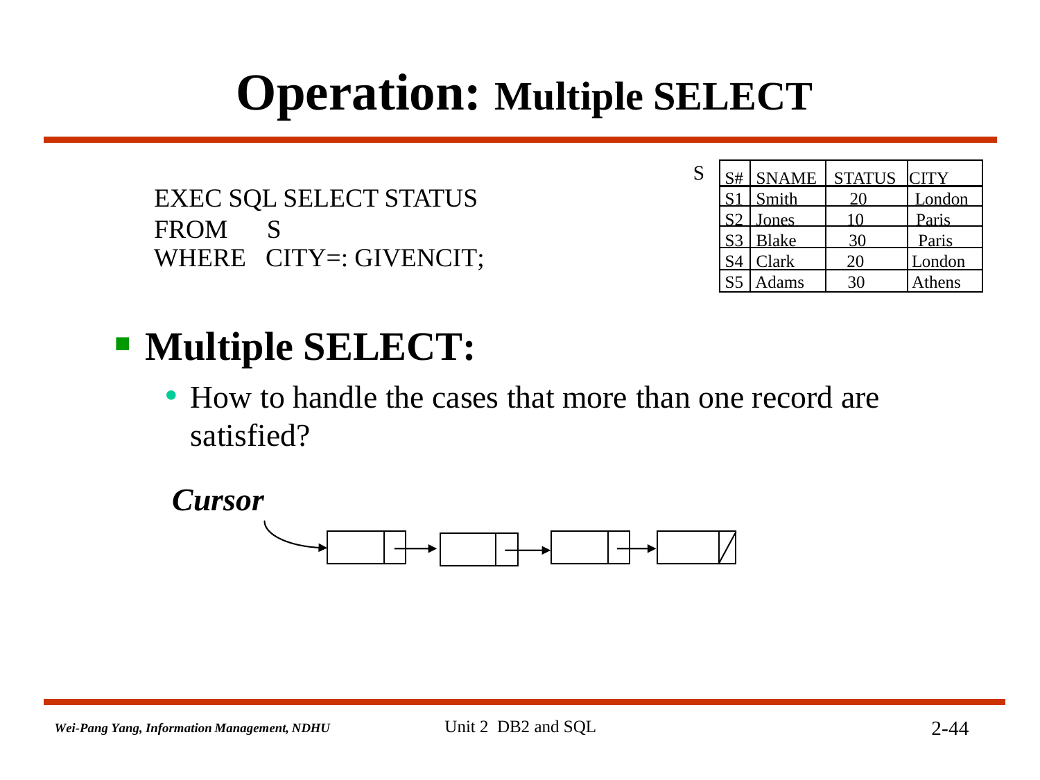# Operation: Multiple SELECT

```
EXEC SQL SELECT STATUS
FROM     S
WHERE   CITY=: GIVENCIT;
```

S

| S# | SNAME | STATUS | CITY |
|---|---|---|---|
| S1 | Smith | 20 | London |
| S2 | Jones | 10 | Paris |
| S3 | Blake | 30 | Paris |
| S4 | Clark | 20 | London |
| S5 | Adams | 30 | Athens |

- **Multiple SELECT:**
  - How to handle the cases that more than one record are satisfied?

***Cursor***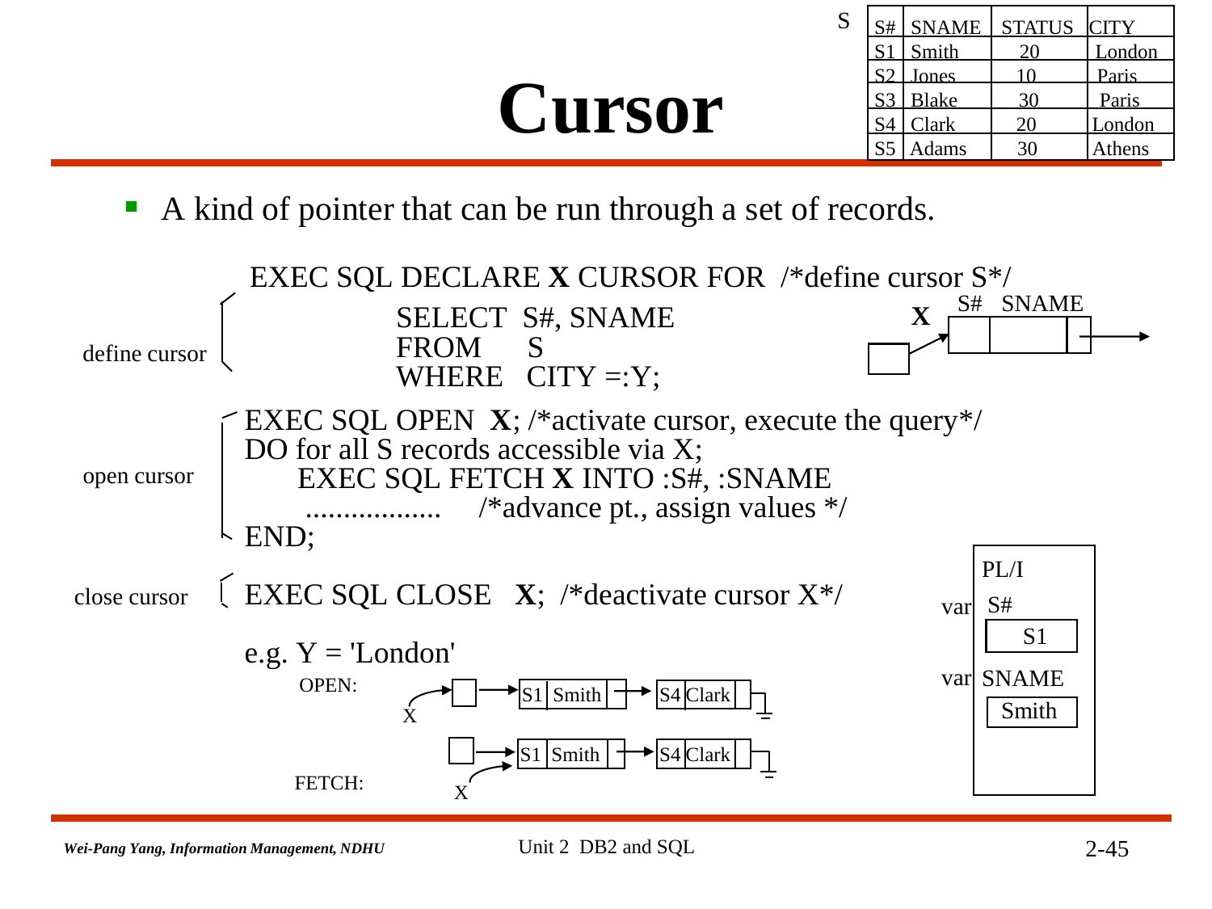# Cursor

S

| S# | SNAME | STATUS | CITY |
|---|---|---|---|
| S1 | Smith | 20 | London |
| S2 | Jones | 10 | Paris |
| S3 | Blake | 30 | Paris |
| S4 | Clark | 20 | London |
| S5 | Adams | 30 | Athens |

- A kind of pointer that can be run through a set of records.

define cursor

```
EXEC SQL DECLARE X CURSOR FOR  /*define cursor S*/
            SELECT  S#, SNAME
            FROM    S
            WHERE   CITY =:Y;
```

X → S# | SNAME →

open cursor

```
EXEC SQL OPEN  X; /*activate cursor, execute the query*/
DO for all S records accessible via X;
    EXEC SQL FETCH X INTO :S#, :SNAME
     ..................    /*advance pt., assign values */
END;
```

close cursor

```
EXEC SQL CLOSE   X;  /*deactivate cursor X*/
```

e.g. Y = 'London'

OPEN: X → □ → S1 | Smith → S4 | Clark ⊥

FETCH: □ → S1 | Smith (← X) → S4 | Clark ⊥

PL/I

var S#: S1

var SNAME: Smith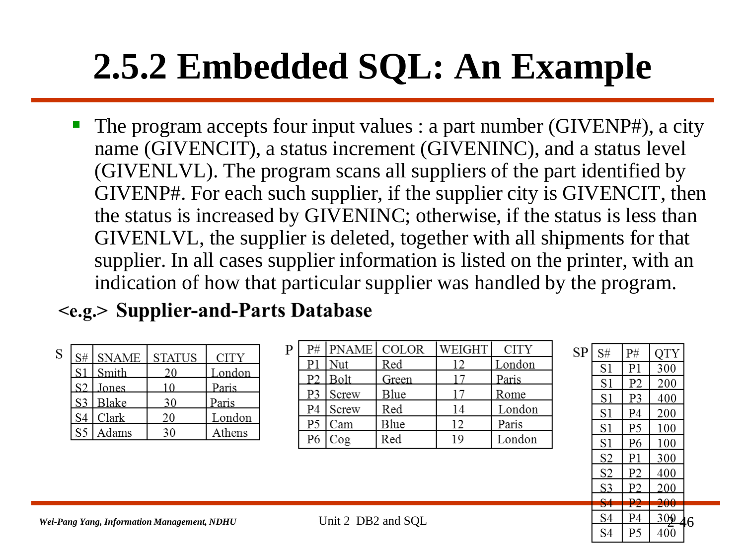# 2.5.2 Embedded SQL: An Example

- The program accepts four input values : a part number (GIVENP#), a city name (GIVENCIT), a status increment (GIVENINC), and a status level (GIVENLVL). The program scans all suppliers of the part identified by GIVENP#. For each such supplier, if the supplier city is GIVENCIT, then the status is increased by GIVENINC; otherwise, if the status is less than GIVENLVL, the supplier is deleted, together with all shipments for that supplier. In all cases supplier information is listed on the printer, with an indication of how that particular supplier was handled by the program.

**<e.g.> Supplier-and-Parts Database**

S

| S# | SNAME | STATUS | CITY |
|---|---|---|---|
| S1 | Smith | 20 | London |
| S2 | Jones | 10 | Paris |
| S3 | Blake | 30 | Paris |
| S4 | Clark | 20 | London |
| S5 | Adams | 30 | Athens |

P

| P# | PNAME | COLOR | WEIGHT | CITY |
|---|---|---|---|---|
| P1 | Nut | Red | 12 | London |
| P2 | Bolt | Green | 17 | Paris |
| P3 | Screw | Blue | 17 | Rome |
| P4 | Screw | Red | 14 | London |
| P5 | Cam | Blue | 12 | Paris |
| P6 | Cog | Red | 19 | London |

SP

| S# | P# | QTY |
|---|---|---|
| S1 | P1 | 300 |
| S1 | P2 | 200 |
| S1 | P3 | 400 |
| S1 | P4 | 200 |
| S1 | P5 | 100 |
| S1 | P6 | 100 |
| S2 | P1 | 300 |
| S2 | P2 | 400 |
| S3 | P2 | 200 |
| S4 | P2 | 200 |
| S4 | P4 | 300 |
| S4 | P5 | 400 |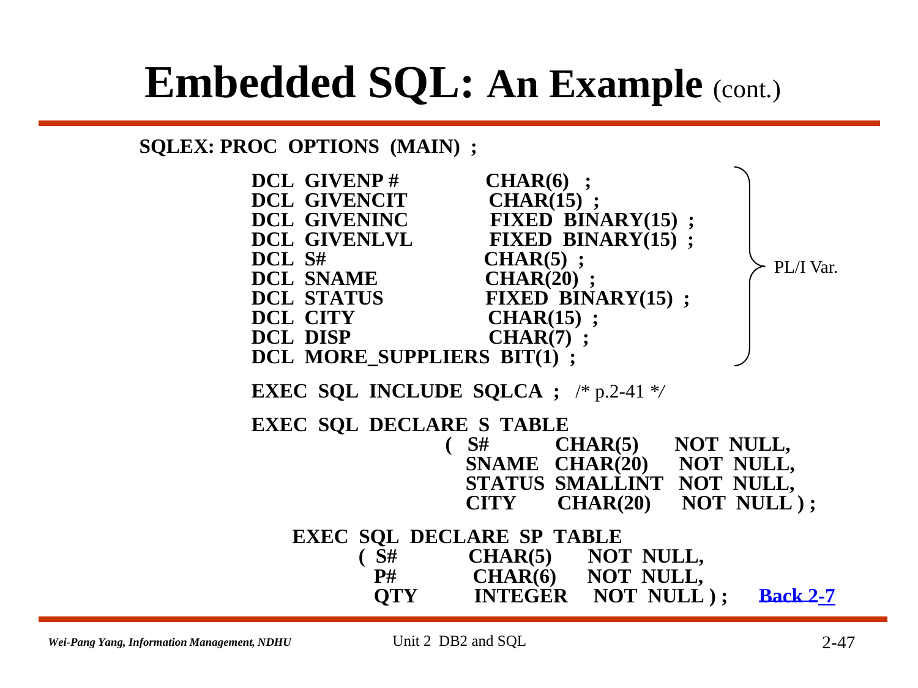# Embedded SQL: An Example (cont.)

```
SQLEX: PROC  OPTIONS  (MAIN)  ;

    DCL  GIVENP #           CHAR(6)  ;                  \
    DCL  GIVENCIT           CHAR(15)  ;                  |
    DCL  GIVENINC           FIXED  BINARY(15)  ;         |
    DCL  GIVENLVL           FIXED  BINARY(15)  ;         |
    DCL  S#                 CHAR(5)  ;                   |
    DCL  SNAME              CHAR(20)  ;                  >  PL/I Var.
    DCL  STATUS             FIXED  BINARY(15)  ;         |
    DCL  CITY               CHAR(15)  ;                  |
    DCL  DISP               CHAR(7)  ;                   |
    DCL  MORE_SUPPLIERS  BIT(1)  ;                       /

    EXEC  SQL  INCLUDE  SQLCA  ;   /* p.2-41 */

    EXEC  SQL  DECLARE  S  TABLE
                    (  S#       CHAR(5)     NOT  NULL,
                       SNAME    CHAR(20)    NOT  NULL,
                       STATUS   SMALLINT    NOT  NULL,
                       CITY     CHAR(20)    NOT  NULL ) ;

       EXEC  SQL  DECLARE  SP  TABLE
            ( S#        CHAR(5)    NOT  NULL,
              P#        CHAR(6)    NOT  NULL,
              QTY       INTEGER    NOT  NULL ) ;
```

Back 2-7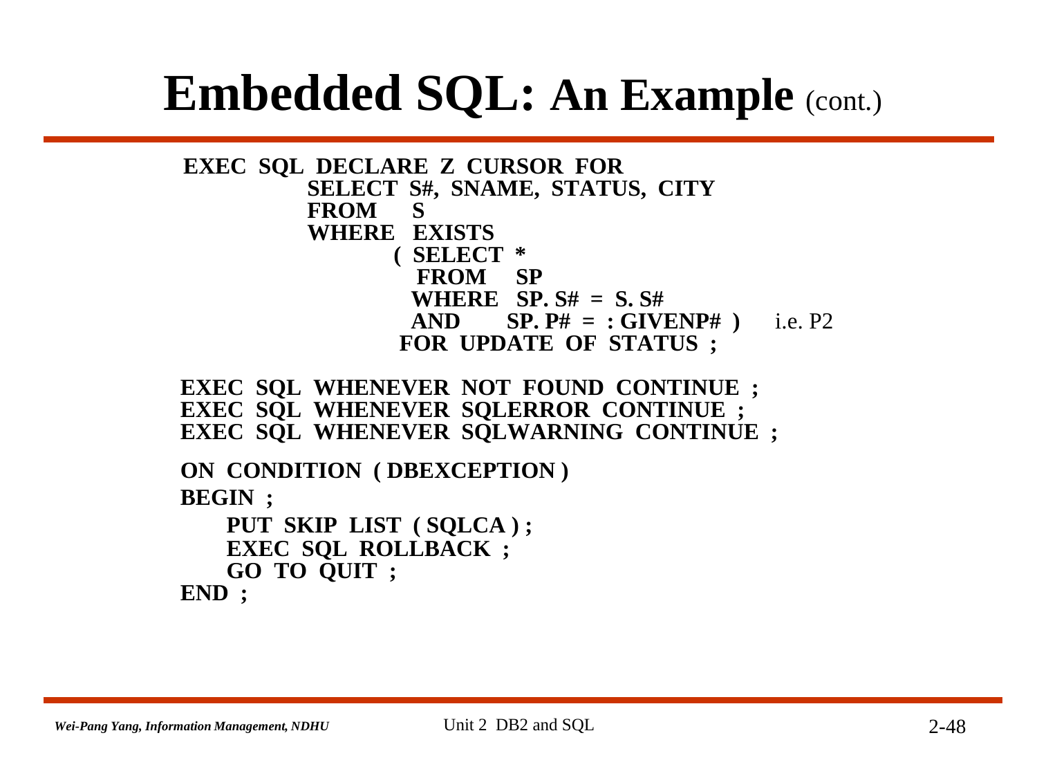# Embedded SQL: An Example (cont.)

```
EXEC  SQL  DECLARE  Z  CURSOR  FOR
          SELECT  S#,  SNAME,  STATUS,  CITY
          FROM     S
          WHERE   EXISTS
                 ( SELECT  *
                   FROM    SP
                   WHERE   SP. S#  =  S. S#
                   AND       SP. P#  =  : GIVENP# )      i.e. P2
                 FOR  UPDATE  OF  STATUS ;

EXEC  SQL  WHENEVER  NOT  FOUND  CONTINUE  ;
EXEC  SQL  WHENEVER  SQLERROR  CONTINUE  ;
EXEC  SQL  WHENEVER  SQLWARNING  CONTINUE  ;

ON  CONDITION  ( DBEXCEPTION )
BEGIN  ;
    PUT  SKIP  LIST  ( SQLCA ) ;
    EXEC  SQL  ROLLBACK  ;
    GO  TO  QUIT  ;
END  ;
```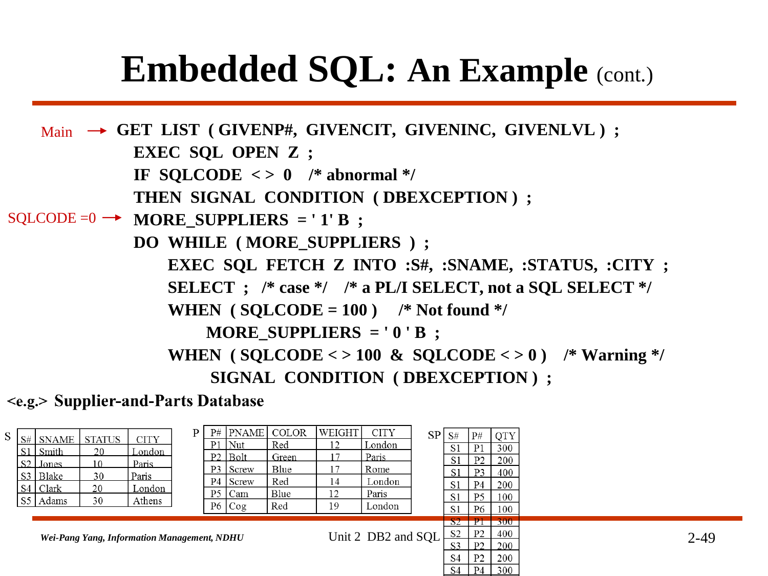# Embedded SQL: An Example (cont.)

```
Main  →  GET LIST ( GIVENP#, GIVENCIT, GIVENINC, GIVENLVL ) ;
           EXEC SQL OPEN Z ;
           IF SQLCODE < > 0   /* abnormal */
           THEN SIGNAL CONDITION ( DBEXCEPTION ) ;
SQLCODE =0 →  MORE_SUPPLIERS = ' 1' B ;
           DO WHILE ( MORE_SUPPLIERS ) ;
               EXEC SQL FETCH Z INTO :S#, :SNAME, :STATUS, :CITY ;
               SELECT ;  /* case */   /* a PL/I SELECT, not a SQL SELECT */
               WHEN ( SQLCODE = 100 )   /* Not found */
                    MORE_SUPPLIERS = ' 0 ' B ;
               WHEN ( SQLCODE < > 100 & SQLCODE < > 0 )   /* Warning */
                    SIGNAL CONDITION ( DBEXCEPTION ) ;
```

**<e.g.> Supplier-and-Parts Database**

S

| S# | SNAME | STATUS | CITY |
|---|---|---|---|
| S1 | Smith | 20 | London |
| S2 | Jones | 10 | Paris |
| S3 | Blake | 30 | Paris |
| S4 | Clark | 20 | London |
| S5 | Adams | 30 | Athens |

P

| P# | PNAME | COLOR | WEIGHT | CITY |
|---|---|---|---|---|
| P1 | Nut | Red | 12 | London |
| P2 | Bolt | Green | 17 | Paris |
| P3 | Screw | Blue | 17 | Rome |
| P4 | Screw | Red | 14 | London |
| P5 | Cam | Blue | 12 | Paris |
| P6 | Cog | Red | 19 | London |

SP

| S# | P# | QTY |
|---|---|---|
| S1 | P1 | 300 |
| S1 | P2 | 200 |
| S1 | P3 | 400 |
| S1 | P4 | 200 |
| S1 | P5 | 100 |
| S1 | P6 | 100 |
| S2 | P1 | 300 |
| S2 | P2 | 400 |
| S3 | P2 | 200 |
| S4 | P2 | 200 |
| S4 | P4 | 300 |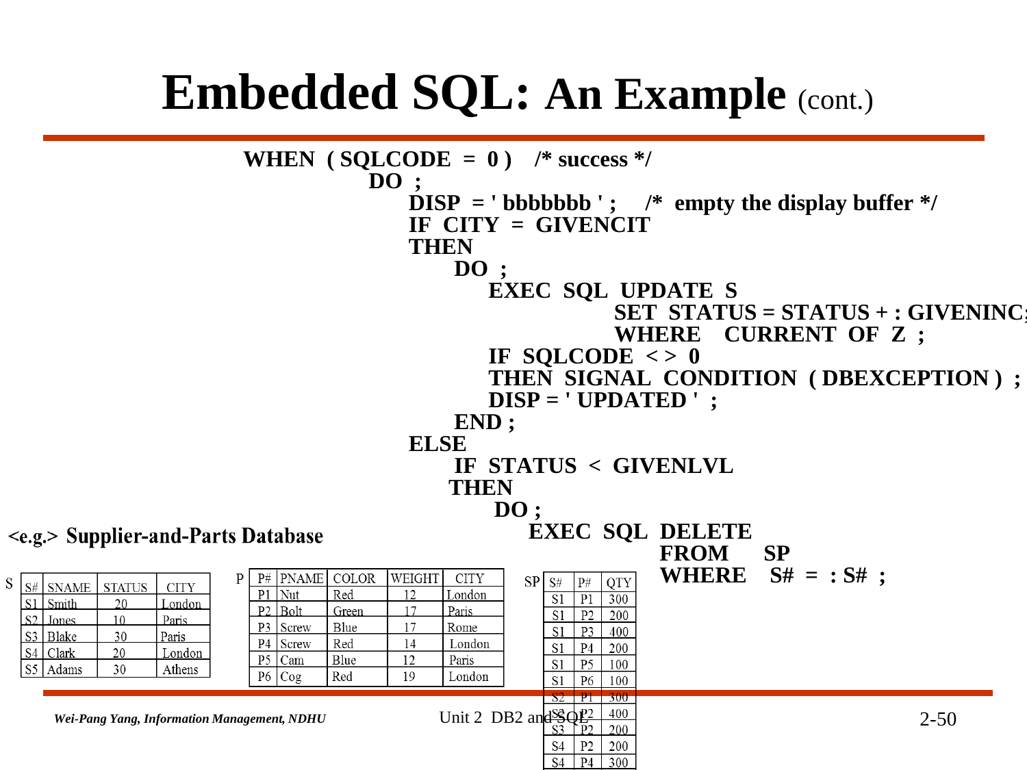# Embedded SQL: An Example (cont.)

```
WHEN ( SQLCODE = 0 )   /* success */
     DO ;
        DISP = ' bbbbbbb ' ;    /* empty the display buffer */
        IF CITY = GIVENCIT
        THEN
            DO ;
               EXEC SQL UPDATE S
                        SET STATUS = STATUS + : GIVENINC;
                        WHERE  CURRENT OF Z ;
               IF SQLCODE < > 0
               THEN SIGNAL CONDITION ( DBEXCEPTION ) ;
               DISP = ' UPDATED ' ;
            END ;
        ELSE
            IF STATUS < GIVENLVL
            THEN
                DO ;
                   EXEC SQL DELETE
                            FROM   SP
                            WHERE  S# = : S# ;
```

**<e.g.> Supplier-and-Parts Database**

S

| S# | SNAME | STATUS | CITY |
|---|---|---|---|
| S1 | Smith | 20 | London |
| S2 | Jones | 10 | Paris |
| S3 | Blake | 30 | Paris |
| S4 | Clark | 20 | London |
| S5 | Adams | 30 | Athens |

P

| P# | PNAME | COLOR | WEIGHT | CITY |
|---|---|---|---|---|
| P1 | Nut | Red | 12 | London |
| P2 | Bolt | Green | 17 | Paris |
| P3 | Screw | Blue | 17 | Rome |
| P4 | Screw | Red | 14 | London |
| P5 | Cam | Blue | 12 | Paris |
| P6 | Cog | Red | 19 | London |

SP

| S# | P# | QTY |
|---|---|---|
| S1 | P1 | 300 |
| S1 | P2 | 200 |
| S1 | P3 | 400 |
| S1 | P4 | 200 |
| S1 | P5 | 100 |
| S1 | P6 | 100 |
| S2 | P1 | 300 |
| S2 | P2 | 400 |
| S3 | P2 | 200 |
| S4 | P2 | 200 |
| S4 | P4 | 300 |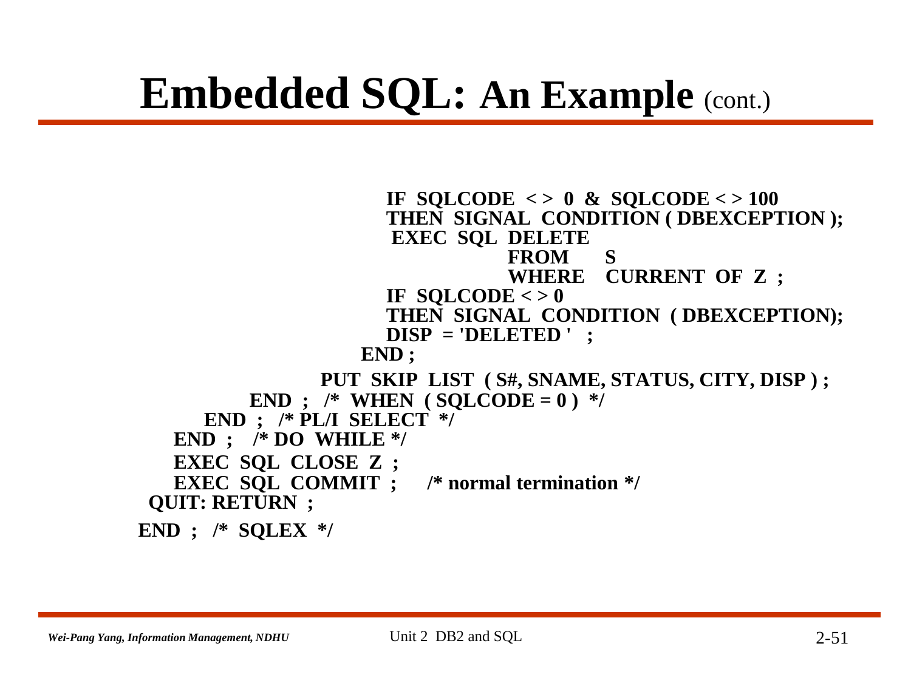# Embedded SQL: An Example (cont.)

```
                        IF  SQLCODE  < >  0  &  SQLCODE < > 100
                        THEN  SIGNAL  CONDITION ( DBEXCEPTION );
                         EXEC  SQL  DELETE
                                FROM      S
                                WHERE    CURRENT  OF  Z  ;
                        IF  SQLCODE < > 0
                        THEN  SIGNAL  CONDITION  ( DBEXCEPTION);
                        DISP  = 'DELETED '   ;
                      END ;
                  PUT  SKIP  LIST  ( S#, SNAME, STATUS, CITY, DISP ) ;
            END  ;   /*  WHEN  ( SQLCODE = 0 )  */
        END  ;  /* PL/I  SELECT  */
     END  ;    /* DO  WHILE */
     EXEC  SQL  CLOSE  Z  ;
     EXEC  SQL  COMMIT  ;     /* normal termination */
  QUIT: RETURN  ;
END  ;  /*  SQLEX  */
```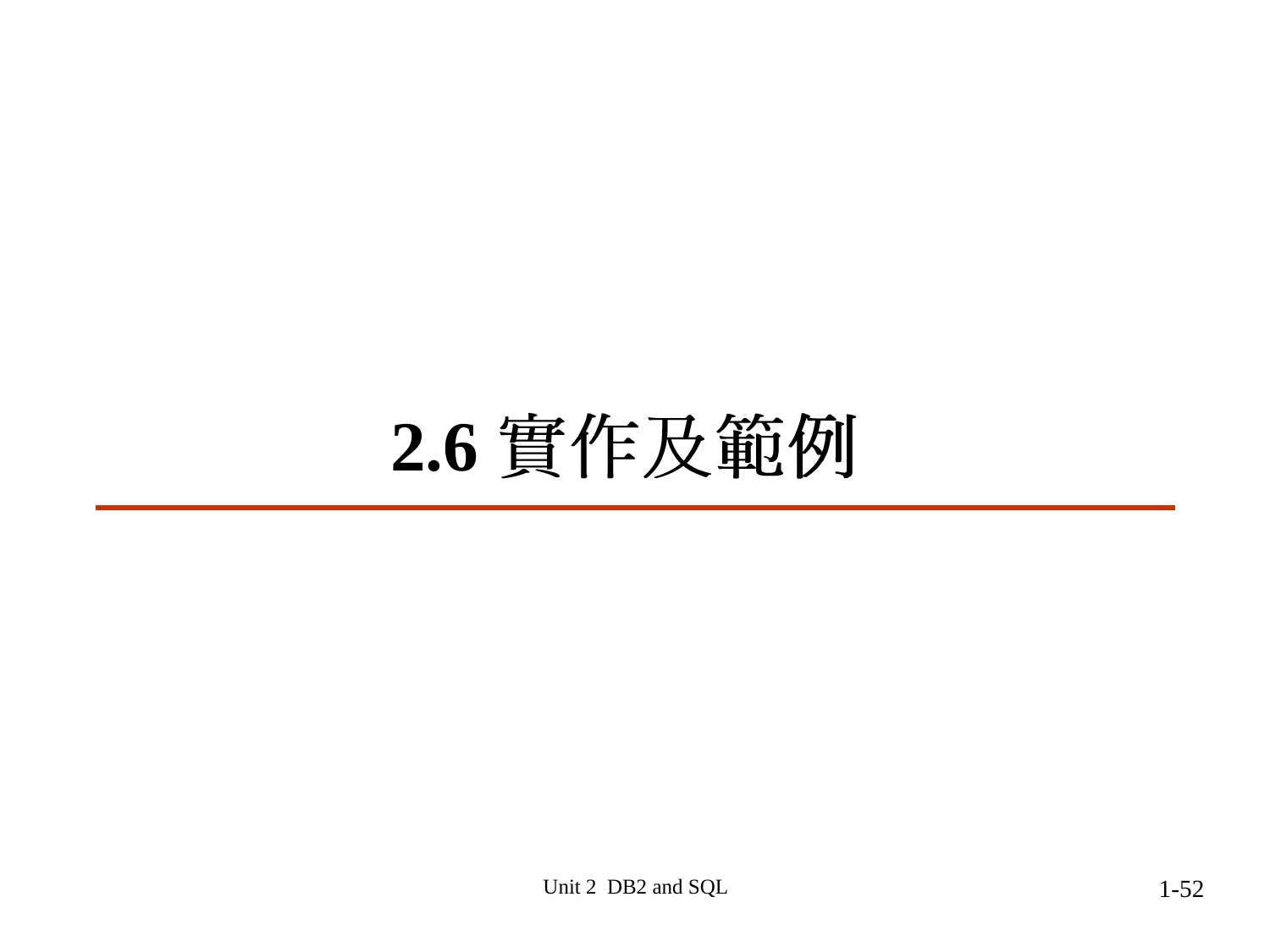# 2.6 實作及範例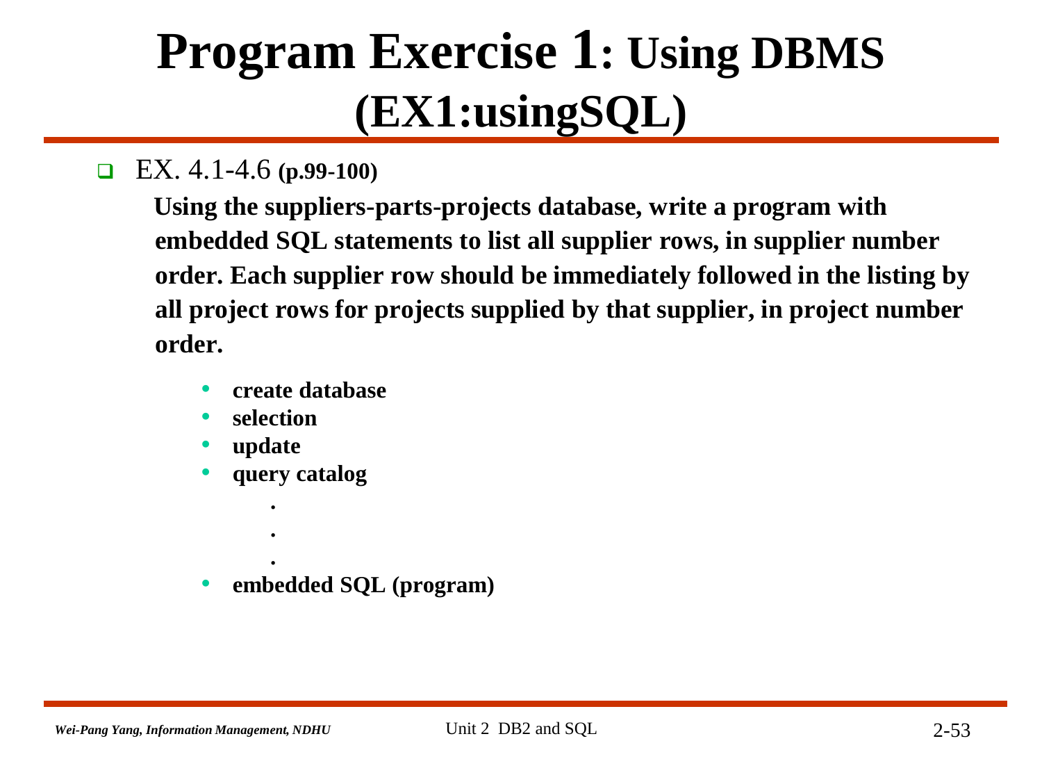# Program Exercise 1: Using DBMS (EX1:usingSQL)

- EX. 4.1-4.6 **(p.99-100)**

  **Using the suppliers-parts-projects database, write a program with embedded SQL statements to list all supplier rows, in supplier number order. Each supplier row should be immediately followed in the listing by all project rows for projects supplied by that supplier, in project number order.**

  - **create database**
  - **selection**
  - **update**
  - **query catalog**

    .

    .

    .
  - **embedded SQL (program)**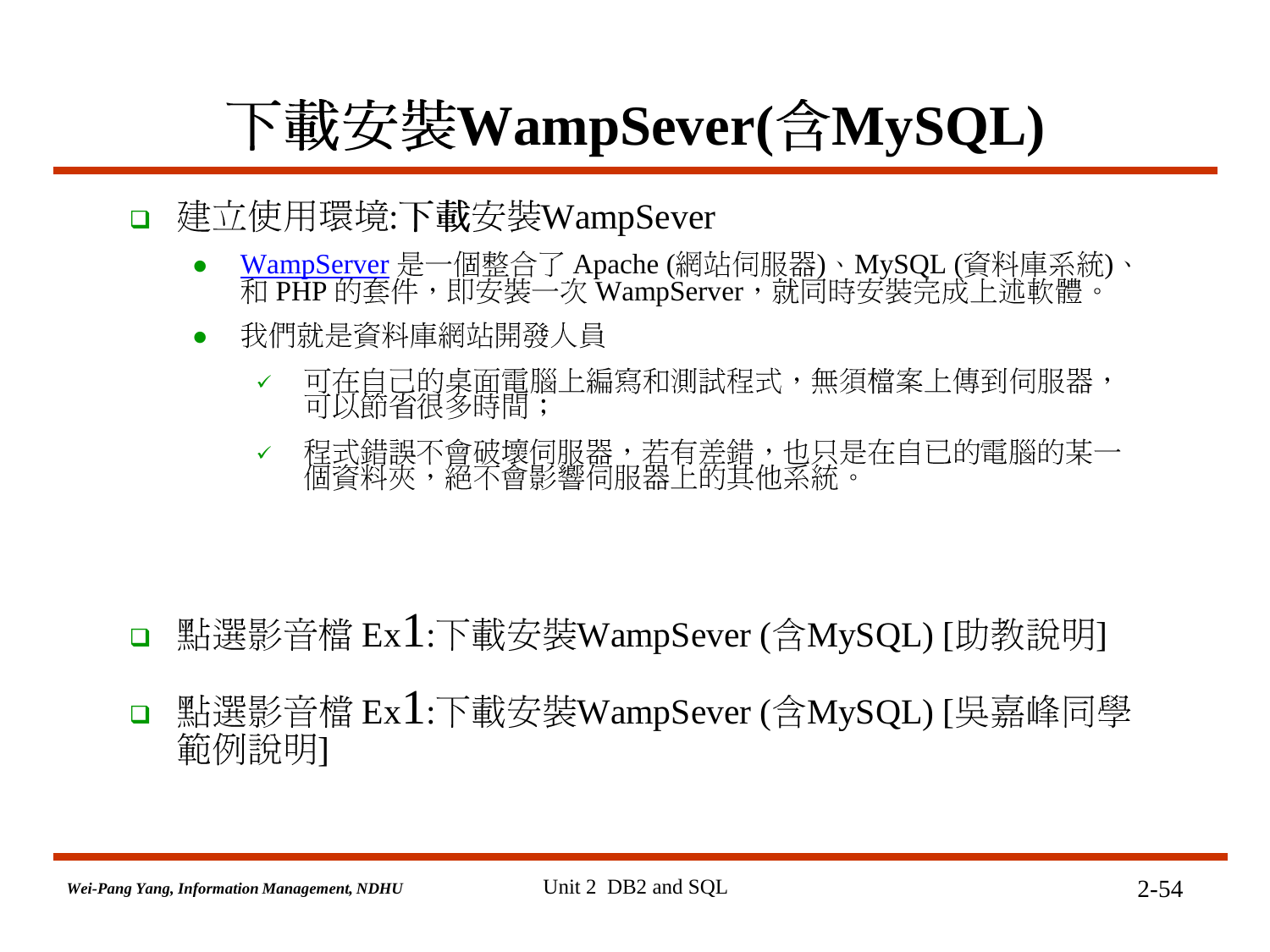# 下載安裝WampSever(含MySQL)

- 建立使用環境:下載安裝WampSever
  - WampServer 是一個整合了 Apache (網站伺服器)、MySQL (資料庫系統)、和 PHP 的套件，即安裝一次 WampServer，就同時安裝完成上述軟體。
  - 我們就是資料庫網站開發人員
    - ✓ 可在自己的桌面電腦上編寫和測試程式，無須檔案上傳到伺服器，可以節省很多時間；
    - ✓ 程式錯誤不會破壞伺服器，若有差錯，也只是在自已的電腦的某一個資料夾，絕不會影響伺服器上的其他系統。

- 點選影音檔 Ex1:下載安裝WampSever (含MySQL) [助教說明]
- 點選影音檔 Ex1:下載安裝WampSever (含MySQL) [吳嘉峰同學範例說明]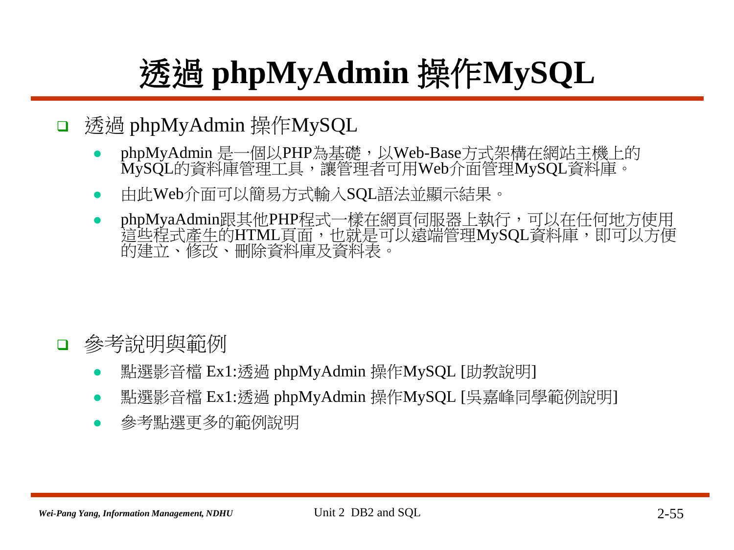# 透過 phpMyAdmin 操作MySQL

- 透過 phpMyAdmin 操作MySQL
  - phpMyAdmin 是一個以PHP為基礎，以Web-Base方式架構在網站主機上的MySQL的資料庫管理工具，讓管理者可用Web介面管理MySQL資料庫。
  - 由此Web介面可以簡易方式輸入SQL語法並顯示結果。
  - phpMyaAdmin跟其他PHP程式一樣在網頁伺服器上執行，可以在任何地方使用這些程式產生的HTML頁面，也就是可以遠端管理MySQL資料庫，即可以方便的建立、修改、刪除資料庫及資料表。

- 參考說明與範例
  - 點選影音檔 Ex1:透過 phpMyAdmin 操作MySQL [助教說明]
  - 點選影音檔 Ex1:透過 phpMyAdmin 操作MySQL [吳嘉峰同學範例說明]
  - 參考點選更多的範例說明